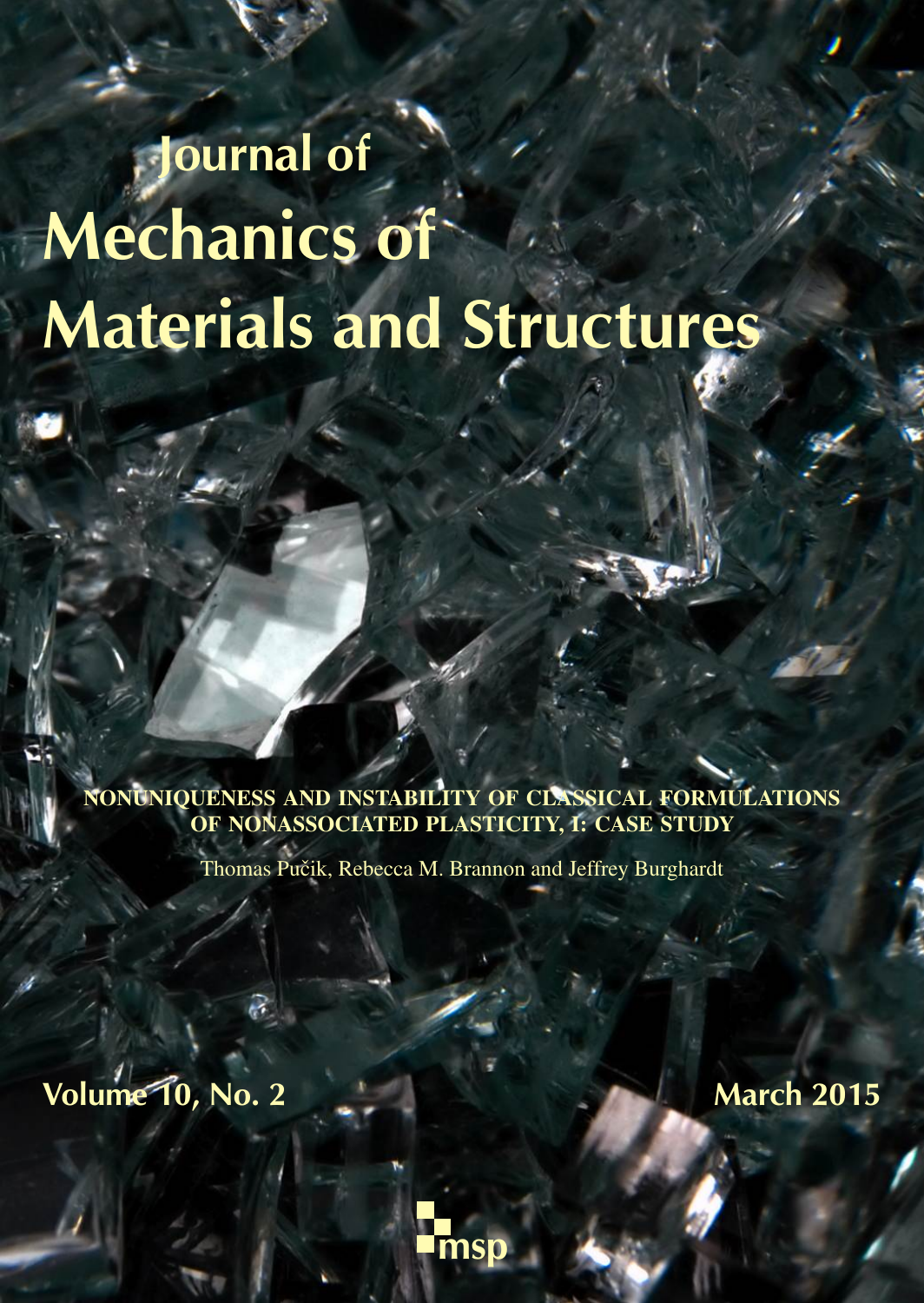# Journal of Mechanics of Materials and Structures

**NONUNIQUENESS AND INSTABILITY OF CLASSICAL FORMULATIONS OF NONASSOCIATED PLASTICITY, I: CASE STUDY**

Thomas Pučik, Rebecca M. Brannon and Jeffrey Burghardt

Volume 10, No. 2

March 2015

msp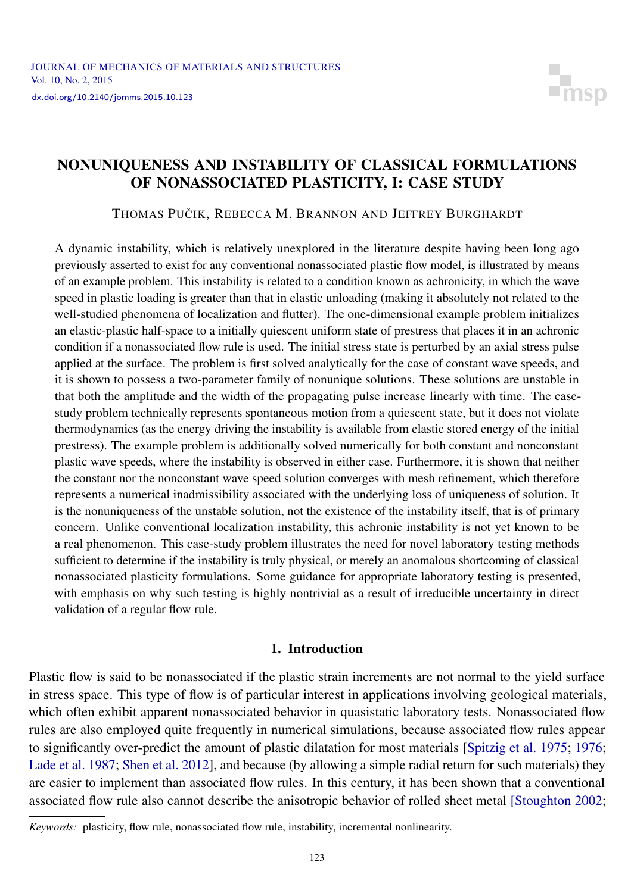JOURNAL OF MECHANICS OF MATERIALS AND STRUCTURES
Vol. 10, No. 2, 2015
dx.doi.org/10.2140/jomms.2015.10.123

# NONUNIQUENESS AND INSTABILITY OF CLASSICAL FORMULATIONS OF NONASSOCIATED PLASTICITY, I: CASE STUDY

THOMAS PUČIK, REBECCA M. BRANNON AND JEFFREY BURGHARDT

A dynamic instability, which is relatively unexplored in the literature despite having been long ago previously asserted to exist for any conventional nonassociated plastic flow model, is illustrated by means of an example problem. This instability is related to a condition known as achronicity, in which the wave speed in plastic loading is greater than that in elastic unloading (making it absolutely not related to the well-studied phenomena of localization and flutter). The one-dimensional example problem initializes an elastic-plastic half-space to a initially quiescent uniform state of prestress that places it in an achronic condition if a nonassociated flow rule is used. The initial stress state is perturbed by an axial stress pulse applied at the surface. The problem is first solved analytically for the case of constant wave speeds, and it is shown to possess a two-parameter family of nonunique solutions. These solutions are unstable in that both the amplitude and the width of the propagating pulse increase linearly with time. The case-study problem technically represents spontaneous motion from a quiescent state, but it does not violate thermodynamics (as the energy driving the instability is available from elastic stored energy of the initial prestress). The example problem is additionally solved numerically for both constant and nonconstant plastic wave speeds, where the instability is observed in either case. Furthermore, it is shown that neither the constant nor the nonconstant wave speed solution converges with mesh refinement, which therefore represents a numerical inadmissibility associated with the underlying loss of uniqueness of solution. It is the nonuniqueness of the unstable solution, not the existence of the instability itself, that is of primary concern. Unlike conventional localization instability, this achronic instability is not yet known to be a real phenomenon. This case-study problem illustrates the need for novel laboratory testing methods sufficient to determine if the instability is truly physical, or merely an anomalous shortcoming of classical nonassociated plasticity formulations. Some guidance for appropriate laboratory testing is presented, with emphasis on why such testing is highly nontrivial as a result of irreducible uncertainty in direct validation of a regular flow rule.

## 1. Introduction

Plastic flow is said to be nonassociated if the plastic strain increments are not normal to the yield surface in stress space. This type of flow is of particular interest in applications involving geological materials, which often exhibit apparent nonassociated behavior in quasistatic laboratory tests. Nonassociated flow rules are also employed quite frequently in numerical simulations, because associated flow rules appear to significantly over-predict the amount of plastic dilatation for most materials [Spitzig et al. 1975; 1976; Lade et al. 1987; Shen et al. 2012], and because (by allowing a simple radial return for such materials) they are easier to implement than associated flow rules. In this century, it has been shown that a conventional associated flow rule also cannot describe the anisotropic behavior of rolled sheet metal [Stoughton 2002;

*Keywords:* plasticity, flow rule, nonassociated flow rule, instability, incremental nonlinearity.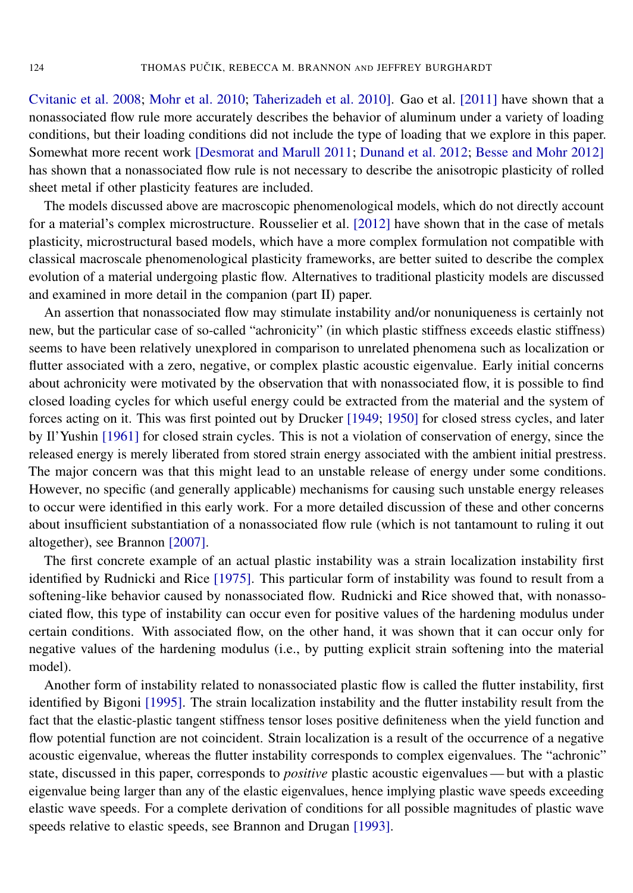Cvitanic et al. 2008; Mohr et al. 2010; Taherizadeh et al. 2010]. Gao et al. [2011] have shown that a nonassociated flow rule more accurately describes the behavior of aluminum under a variety of loading conditions, but their loading conditions did not include the type of loading that we explore in this paper. Somewhat more recent work [Desmorat and Marull 2011; Dunand et al. 2012; Besse and Mohr 2012] has shown that a nonassociated flow rule is not necessary to describe the anisotropic plasticity of rolled sheet metal if other plasticity features are included.

The models discussed above are macroscopic phenomenological models, which do not directly account for a material's complex microstructure. Rousselier et al. [2012] have shown that in the case of metals plasticity, microstructural based models, which have a more complex formulation not compatible with classical macroscale phenomenological plasticity frameworks, are better suited to describe the complex evolution of a material undergoing plastic flow. Alternatives to traditional plasticity models are discussed and examined in more detail in the companion (part II) paper.

An assertion that nonassociated flow may stimulate instability and/or nonuniqueness is certainly not new, but the particular case of so-called "achronicity" (in which plastic stiffness exceeds elastic stiffness) seems to have been relatively unexplored in comparison to unrelated phenomena such as localization or flutter associated with a zero, negative, or complex plastic acoustic eigenvalue. Early initial concerns about achronicity were motivated by the observation that with nonassociated flow, it is possible to find closed loading cycles for which useful energy could be extracted from the material and the system of forces acting on it. This was first pointed out by Drucker [1949; 1950] for closed stress cycles, and later by Il'Yushin [1961] for closed strain cycles. This is not a violation of conservation of energy, since the released energy is merely liberated from stored strain energy associated with the ambient initial prestress. The major concern was that this might lead to an unstable release of energy under some conditions. However, no specific (and generally applicable) mechanisms for causing such unstable energy releases to occur were identified in this early work. For a more detailed discussion of these and other concerns about insufficient substantiation of a nonassociated flow rule (which is not tantamount to ruling it out altogether), see Brannon [2007].

The first concrete example of an actual plastic instability was a strain localization instability first identified by Rudnicki and Rice [1975]. This particular form of instability was found to result from a softening-like behavior caused by nonassociated flow. Rudnicki and Rice showed that, with nonassociated flow, this type of instability can occur even for positive values of the hardening modulus under certain conditions. With associated flow, on the other hand, it was shown that it can occur only for negative values of the hardening modulus (i.e., by putting explicit strain softening into the material model).

Another form of instability related to nonassociated plastic flow is called the flutter instability, first identified by Bigoni [1995]. The strain localization instability and the flutter instability result from the fact that the elastic-plastic tangent stiffness tensor loses positive definiteness when the yield function and flow potential function are not coincident. Strain localization is a result of the occurrence of a negative acoustic eigenvalue, whereas the flutter instability corresponds to complex eigenvalues. The "achronic" state, discussed in this paper, corresponds to *positive* plastic acoustic eigenvalues — but with a plastic eigenvalue being larger than any of the elastic eigenvalues, hence implying plastic wave speeds exceeding elastic wave speeds. For a complete derivation of conditions for all possible magnitudes of plastic wave speeds relative to elastic speeds, see Brannon and Drugan [1993].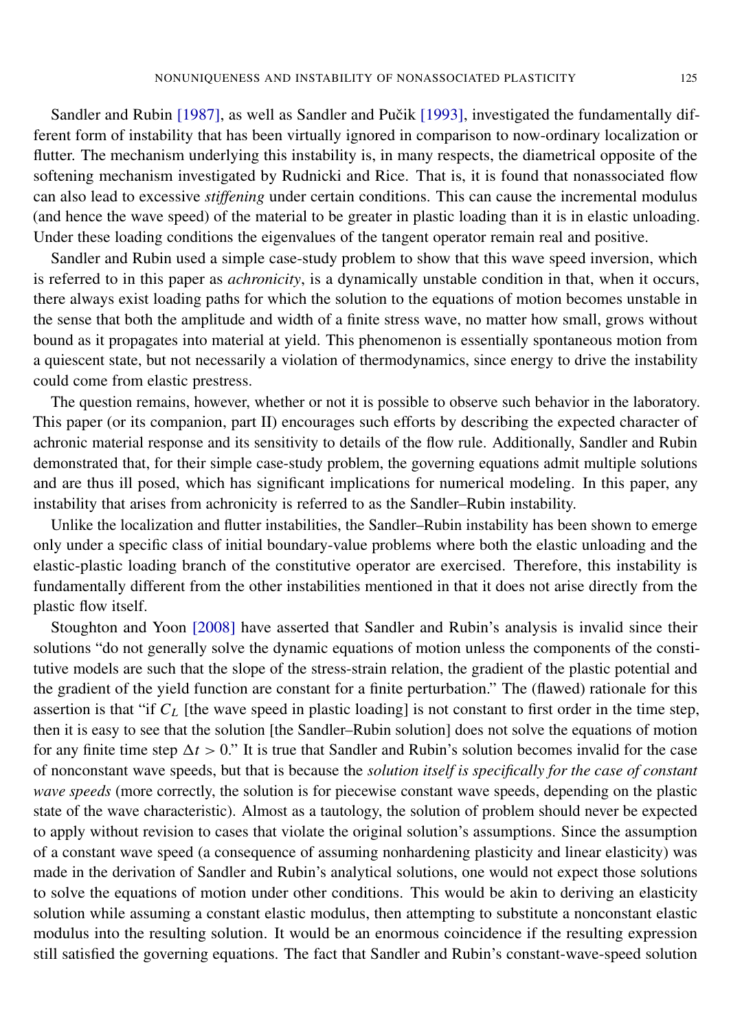Sandler and Rubin [1987], as well as Sandler and Pučik [1993], investigated the fundamentally different form of instability that has been virtually ignored in comparison to now-ordinary localization or flutter. The mechanism underlying this instability is, in many respects, the diametrical opposite of the softening mechanism investigated by Rudnicki and Rice. That is, it is found that nonassociated flow can also lead to excessive *stiffening* under certain conditions. This can cause the incremental modulus (and hence the wave speed) of the material to be greater in plastic loading than it is in elastic unloading. Under these loading conditions the eigenvalues of the tangent operator remain real and positive.

Sandler and Rubin used a simple case-study problem to show that this wave speed inversion, which is referred to in this paper as *achronicity*, is a dynamically unstable condition in that, when it occurs, there always exist loading paths for which the solution to the equations of motion becomes unstable in the sense that both the amplitude and width of a finite stress wave, no matter how small, grows without bound as it propagates into material at yield. This phenomenon is essentially spontaneous motion from a quiescent state, but not necessarily a violation of thermodynamics, since energy to drive the instability could come from elastic prestress.

The question remains, however, whether or not it is possible to observe such behavior in the laboratory. This paper (or its companion, part II) encourages such efforts by describing the expected character of achronic material response and its sensitivity to details of the flow rule. Additionally, Sandler and Rubin demonstrated that, for their simple case-study problem, the governing equations admit multiple solutions and are thus ill posed, which has significant implications for numerical modeling. In this paper, any instability that arises from achronicity is referred to as the Sandler–Rubin instability.

Unlike the localization and flutter instabilities, the Sandler–Rubin instability has been shown to emerge only under a specific class of initial boundary-value problems where both the elastic unloading and the elastic-plastic loading branch of the constitutive operator are exercised. Therefore, this instability is fundamentally different from the other instabilities mentioned in that it does not arise directly from the plastic flow itself.

Stoughton and Yoon [2008] have asserted that Sandler and Rubin's analysis is invalid since their solutions "do not generally solve the dynamic equations of motion unless the components of the constitutive models are such that the slope of the stress-strain relation, the gradient of the plastic potential and the gradient of the yield function are constant for a finite perturbation." The (flawed) rationale for this assertion is that "if $C_L$ [the wave speed in plastic loading] is not constant to first order in the time step, then it is easy to see that the solution [the Sandler–Rubin solution] does not solve the equations of motion for any finite time step $\Delta t > 0$." It is true that Sandler and Rubin's solution becomes invalid for the case of nonconstant wave speeds, but that is because the *solution itself is specifically for the case of constant wave speeds* (more correctly, the solution is for piecewise constant wave speeds, depending on the plastic state of the wave characteristic). Almost as a tautology, the solution of problem should never be expected to apply without revision to cases that violate the original solution's assumptions. Since the assumption of a constant wave speed (a consequence of assuming nonhardening plasticity and linear elasticity) was made in the derivation of Sandler and Rubin's analytical solutions, one would not expect those solutions to solve the equations of motion under other conditions. This would be akin to deriving an elasticity solution while assuming a constant elastic modulus, then attempting to substitute a nonconstant elastic modulus into the resulting solution. It would be an enormous coincidence if the resulting expression still satisfied the governing equations. The fact that Sandler and Rubin's constant-wave-speed solution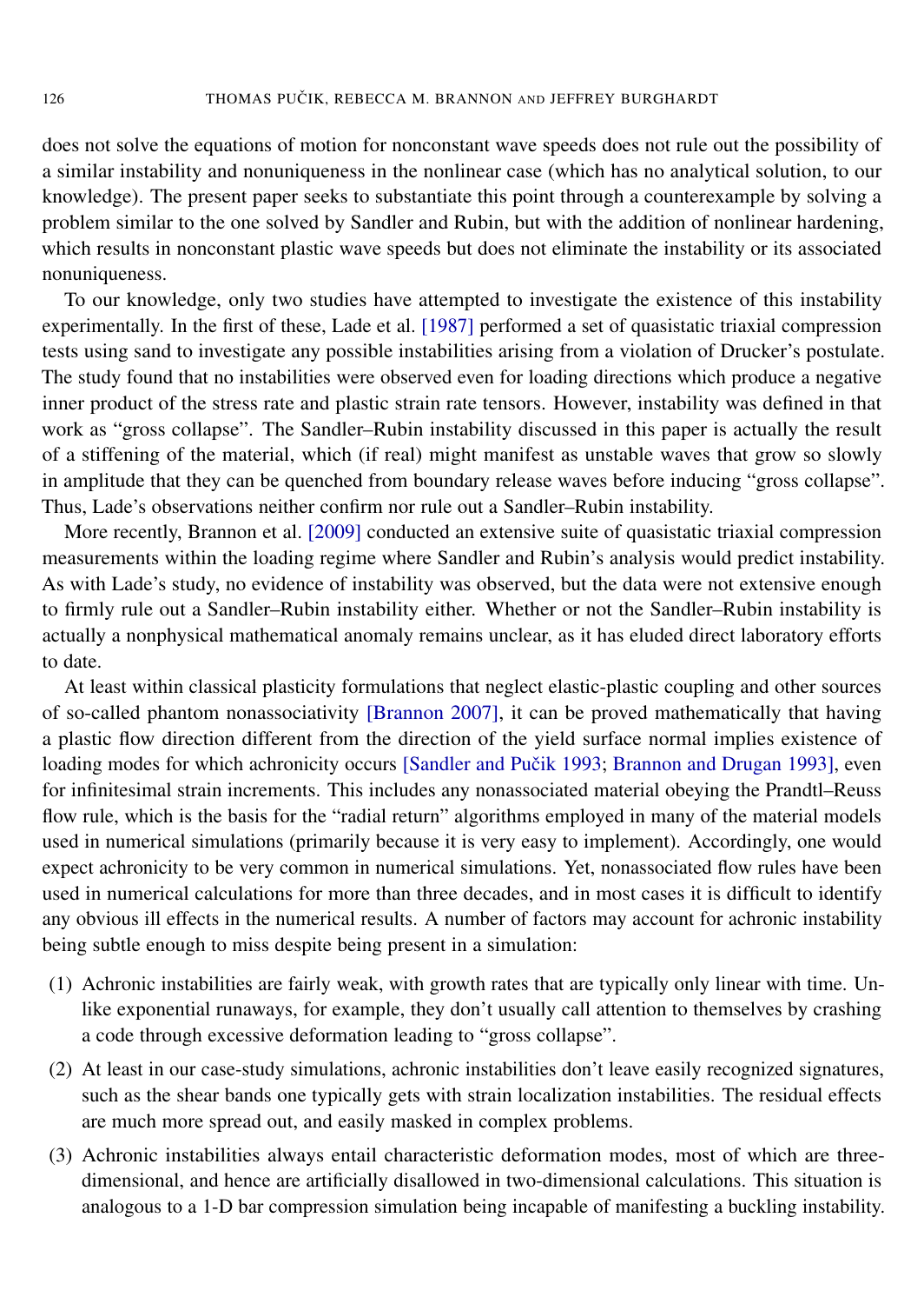does not solve the equations of motion for nonconstant wave speeds does not rule out the possibility of a similar instability and nonuniqueness in the nonlinear case (which has no analytical solution, to our knowledge). The present paper seeks to substantiate this point through a counterexample by solving a problem similar to the one solved by Sandler and Rubin, but with the addition of nonlinear hardening, which results in nonconstant plastic wave speeds but does not eliminate the instability or its associated nonuniqueness.

To our knowledge, only two studies have attempted to investigate the existence of this instability experimentally. In the first of these, Lade et al. [1987] performed a set of quasistatic triaxial compression tests using sand to investigate any possible instabilities arising from a violation of Drucker's postulate. The study found that no instabilities were observed even for loading directions which produce a negative inner product of the stress rate and plastic strain rate tensors. However, instability was defined in that work as "gross collapse". The Sandler–Rubin instability discussed in this paper is actually the result of a stiffening of the material, which (if real) might manifest as unstable waves that grow so slowly in amplitude that they can be quenched from boundary release waves before inducing "gross collapse". Thus, Lade's observations neither confirm nor rule out a Sandler–Rubin instability.

More recently, Brannon et al. [2009] conducted an extensive suite of quasistatic triaxial compression measurements within the loading regime where Sandler and Rubin's analysis would predict instability. As with Lade's study, no evidence of instability was observed, but the data were not extensive enough to firmly rule out a Sandler–Rubin instability either. Whether or not the Sandler–Rubin instability is actually a nonphysical mathematical anomaly remains unclear, as it has eluded direct laboratory efforts to date.

At least within classical plasticity formulations that neglect elastic-plastic coupling and other sources of so-called phantom nonassociativity [Brannon 2007], it can be proved mathematically that having a plastic flow direction different from the direction of the yield surface normal implies existence of loading modes for which achronicity occurs [Sandler and Pučik 1993; Brannon and Drugan 1993], even for infinitesimal strain increments. This includes any nonassociated material obeying the Prandtl–Reuss flow rule, which is the basis for the "radial return" algorithms employed in many of the material models used in numerical simulations (primarily because it is very easy to implement). Accordingly, one would expect achronicity to be very common in numerical simulations. Yet, nonassociated flow rules have been used in numerical calculations for more than three decades, and in most cases it is difficult to identify any obvious ill effects in the numerical results. A number of factors may account for achronic instability being subtle enough to miss despite being present in a simulation:

(1) Achronic instabilities are fairly weak, with growth rates that are typically only linear with time. Unlike exponential runaways, for example, they don't usually call attention to themselves by crashing a code through excessive deformation leading to "gross collapse".

(2) At least in our case-study simulations, achronic instabilities don't leave easily recognized signatures, such as the shear bands one typically gets with strain localization instabilities. The residual effects are much more spread out, and easily masked in complex problems.

(3) Achronic instabilities always entail characteristic deformation modes, most of which are three-dimensional, and hence are artificially disallowed in two-dimensional calculations. This situation is analogous to a 1-D bar compression simulation being incapable of manifesting a buckling instability.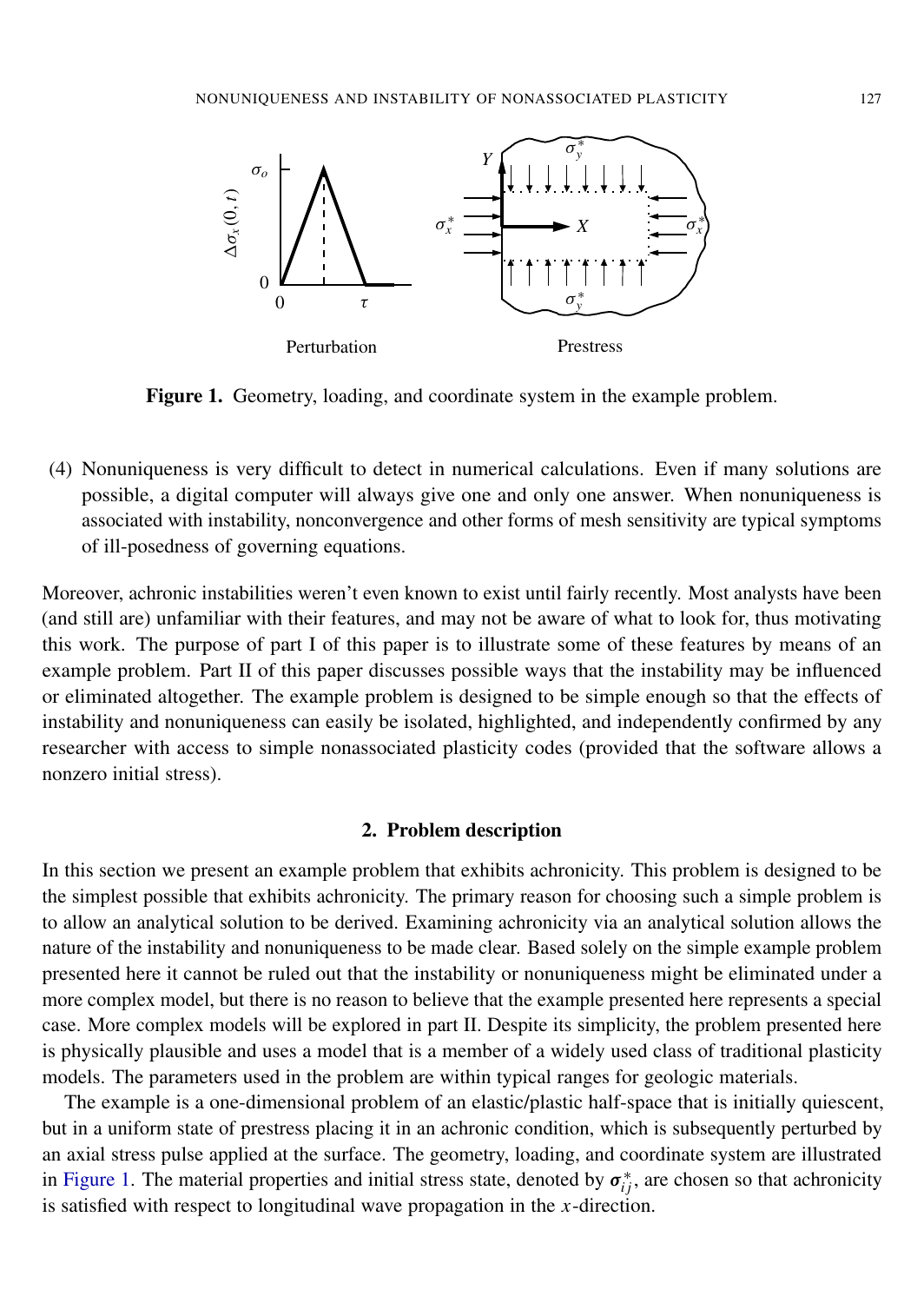Figure 1. Geometry, loading, and coordinate system in the example problem.

(4) Nonuniqueness is very difficult to detect in numerical calculations. Even if many solutions are possible, a digital computer will always give one and only one answer. When nonuniqueness is associated with instability, nonconvergence and other forms of mesh sensitivity are typical symptoms of ill-posedness of governing equations.

Moreover, achronic instabilities weren't even known to exist until fairly recently. Most analysts have been (and still are) unfamiliar with their features, and may not be aware of what to look for, thus motivating this work. The purpose of part I of this paper is to illustrate some of these features by means of an example problem. Part II of this paper discusses possible ways that the instability may be influenced or eliminated altogether. The example problem is designed to be simple enough so that the effects of instability and nonuniqueness can easily be isolated, highlighted, and independently confirmed by any researcher with access to simple nonassociated plasticity codes (provided that the software allows a nonzero initial stress).

## 2. Problem description

In this section we present an example problem that exhibits achronicity. This problem is designed to be the simplest possible that exhibits achronicity. The primary reason for choosing such a simple problem is to allow an analytical solution to be derived. Examining achronicity via an analytical solution allows the nature of the instability and nonuniqueness to be made clear. Based solely on the simple example problem presented here it cannot be ruled out that the instability or nonuniqueness might be eliminated under a more complex model, but there is no reason to believe that the example presented here represents a special case. More complex models will be explored in part II. Despite its simplicity, the problem presented here is physically plausible and uses a model that is a member of a widely used class of traditional plasticity models. The parameters used in the problem are within typical ranges for geologic materials.

The example is a one-dimensional problem of an elastic/plastic half-space that is initially quiescent, but in a uniform state of prestress placing it in an achronic condition, which is subsequently perturbed by an axial stress pulse applied at the surface. The geometry, loading, and coordinate system are illustrated in Figure 1. The material properties and initial stress state, denoted by $\boldsymbol{\sigma}_{ij}^{*}$, are chosen so that achronicity is satisfied with respect to longitudinal wave propagation in the $x$-direction.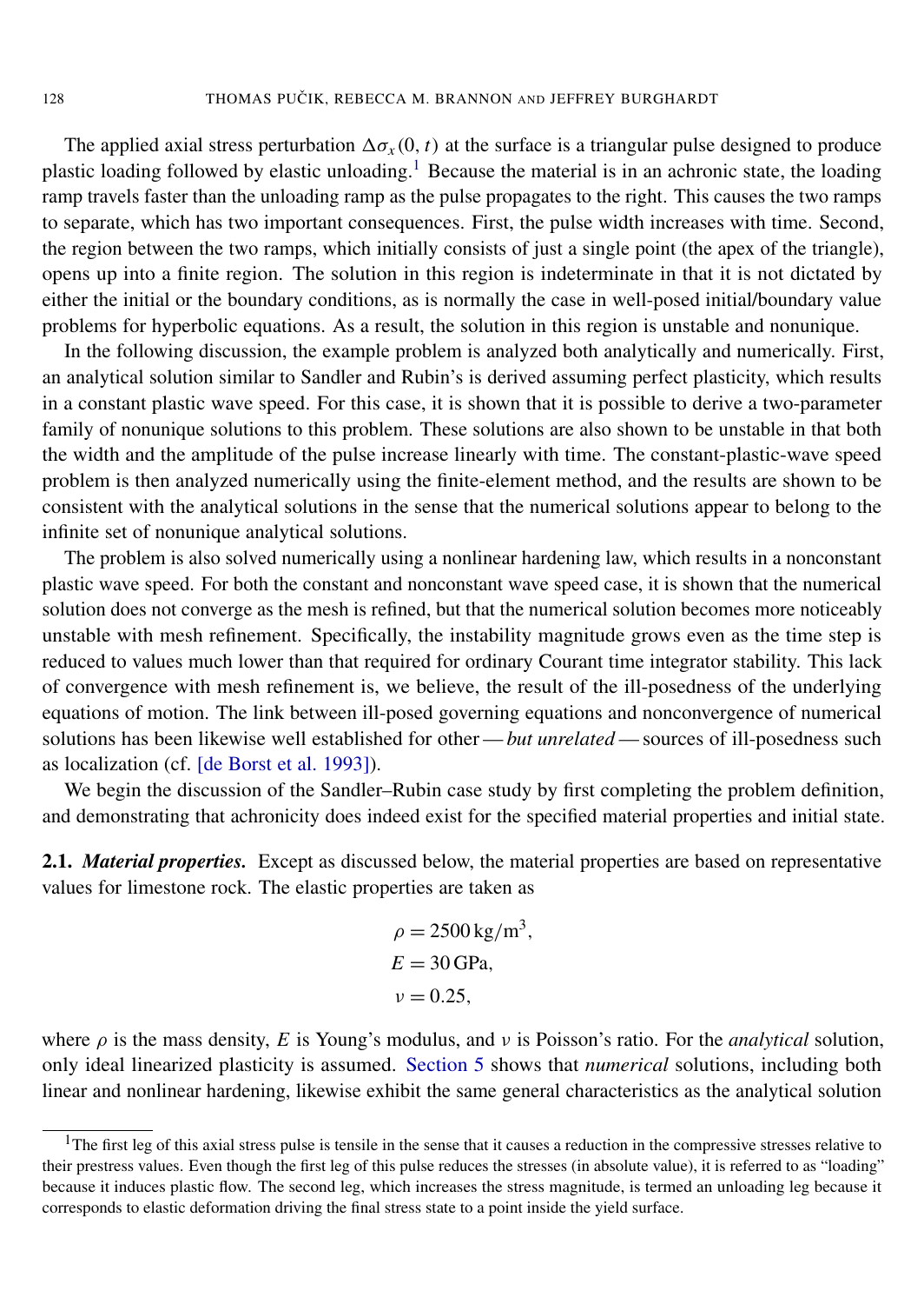The applied axial stress perturbation $\Delta\sigma_x(0, t)$ at the surface is a triangular pulse designed to produce plastic loading followed by elastic unloading.[1] Because the material is in an achronic state, the loading ramp travels faster than the unloading ramp as the pulse propagates to the right. This causes the two ramps to separate, which has two important consequences. First, the pulse width increases with time. Second, the region between the two ramps, which initially consists of just a single point (the apex of the triangle), opens up into a finite region. The solution in this region is indeterminate in that it is not dictated by either the initial or the boundary conditions, as is normally the case in well-posed initial/boundary value problems for hyperbolic equations. As a result, the solution in this region is unstable and nonunique.

In the following discussion, the example problem is analyzed both analytically and numerically. First, an analytical solution similar to Sandler and Rubin's is derived assuming perfect plasticity, which results in a constant plastic wave speed. For this case, it is shown that it is possible to derive a two-parameter family of nonunique solutions to this problem. These solutions are also shown to be unstable in that both the width and the amplitude of the pulse increase linearly with time. The constant-plastic-wave speed problem is then analyzed numerically using the finite-element method, and the results are shown to be consistent with the analytical solutions in the sense that the numerical solutions appear to belong to the infinite set of nonunique analytical solutions.

The problem is also solved numerically using a nonlinear hardening law, which results in a nonconstant plastic wave speed. For both the constant and nonconstant wave speed case, it is shown that the numerical solution does not converge as the mesh is refined, but that the numerical solution becomes more noticeably unstable with mesh refinement. Specifically, the instability magnitude grows even as the time step is reduced to values much lower than that required for ordinary Courant time integrator stability. This lack of convergence with mesh refinement is, we believe, the result of the ill-posedness of the underlying equations of motion. The link between ill-posed governing equations and nonconvergence of numerical solutions has been likewise well established for other — *but unrelated* — sources of ill-posedness such as localization (cf. [de Borst et al. 1993]).

We begin the discussion of the Sandler–Rubin case study by first completing the problem definition, and demonstrating that achronicity does indeed exist for the specified material properties and initial state.

**2.1.** ***Material properties.*** Except as discussed below, the material properties are based on representative values for limestone rock. The elastic properties are taken as

$$\rho = 2500\,\text{kg/m}^3,$$
$$E = 30\,\text{GPa},$$
$$\nu = 0.25,$$

where $\rho$ is the mass density, $E$ is Young's modulus, and $\nu$ is Poisson's ratio. For the *analytical* solution, only ideal linearized plasticity is assumed. Section 5 shows that *numerical* solutions, including both linear and nonlinear hardening, likewise exhibit the same general characteristics as the analytical solution

[1] The first leg of this axial stress pulse is tensile in the sense that it causes a reduction in the compressive stresses relative to their prestress values. Even though the first leg of this pulse reduces the stresses (in absolute value), it is referred to as "loading" because it induces plastic flow. The second leg, which increases the stress magnitude, is termed an unloading leg because it corresponds to elastic deformation driving the final stress state to a point inside the yield surface.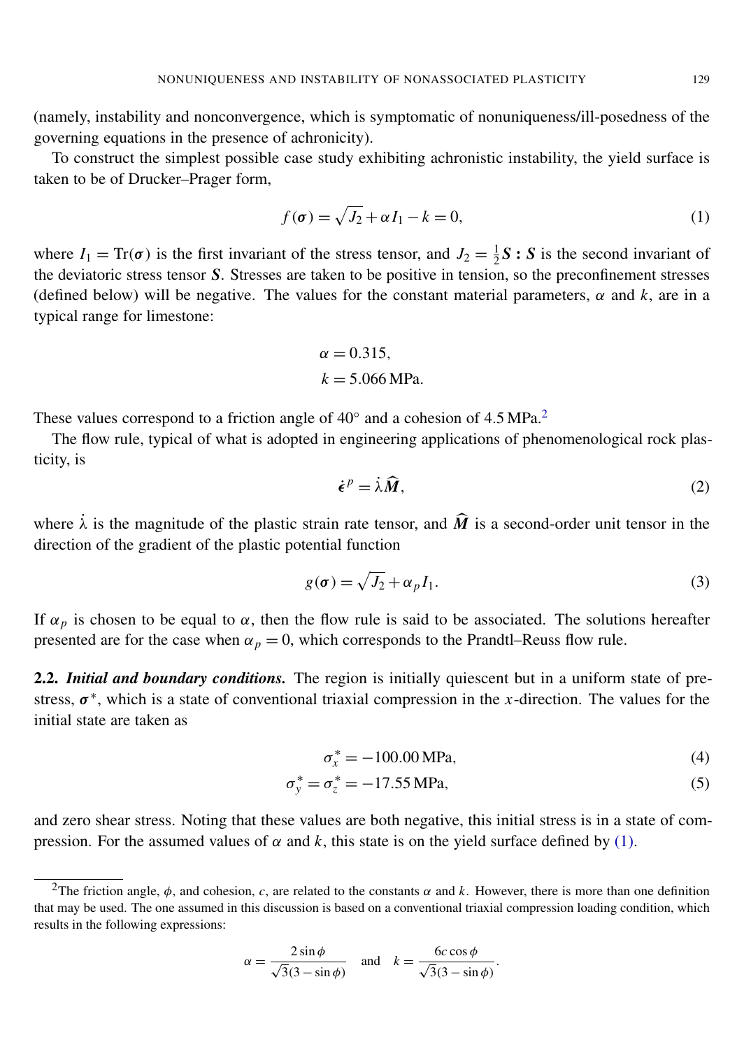(namely, instability and nonconvergence, which is symptomatic of nonuniqueness/ill-posedness of the governing equations in the presence of achronicity).

To construct the simplest possible case study exhibiting achronistic instability, the yield surface is taken to be of Drucker–Prager form,

$$f(\boldsymbol{\sigma}) = \sqrt{J_2} + \alpha I_1 - k = 0, \tag{1}$$

where $I_1 = \mathrm{Tr}(\boldsymbol{\sigma})$ is the first invariant of the stress tensor, and $J_2 = \frac{1}{2}\boldsymbol{S} : \boldsymbol{S}$ is the second invariant of the deviatoric stress tensor $\boldsymbol{S}$. Stresses are taken to be positive in tension, so the preconfinement stresses (defined below) will be negative. The values for the constant material parameters, $\alpha$ and $k$, are in a typical range for limestone:

$$\alpha = 0.315,$$
$$k = 5.066\,\mathrm{MPa}.$$

These values correspond to a friction angle of 40° and a cohesion of 4.5 MPa.[2]

The flow rule, typical of what is adopted in engineering applications of phenomenological rock plasticity, is

$$\dot{\boldsymbol{\epsilon}}^p = \dot{\lambda}\widehat{\boldsymbol{M}}, \tag{2}$$

where $\dot{\lambda}$ is the magnitude of the plastic strain rate tensor, and $\widehat{\boldsymbol{M}}$ is a second-order unit tensor in the direction of the gradient of the plastic potential function

$$g(\boldsymbol{\sigma}) = \sqrt{J_2} + \alpha_p I_1. \tag{3}$$

If $\alpha_p$ is chosen to be equal to $\alpha$, then the flow rule is said to be associated. The solutions hereafter presented are for the case when $\alpha_p = 0$, which corresponds to the Prandtl–Reuss flow rule.

**2.2.** ***Initial and boundary conditions.*** The region is initially quiescent but in a uniform state of prestress, $\boldsymbol{\sigma}^*$, which is a state of conventional triaxial compression in the $x$-direction. The values for the initial state are taken as

$$\sigma_x^* = -100.00\,\mathrm{MPa}, \tag{4}$$

$$\sigma_y^* = \sigma_z^* = -17.55\,\mathrm{MPa}, \tag{5}$$

and zero shear stress. Noting that these values are both negative, this initial stress is in a state of compression. For the assumed values of $\alpha$ and $k$, this state is on the yield surface defined by (1).

---

[2] The friction angle, $\phi$, and cohesion, $c$, are related to the constants $\alpha$ and $k$. However, there is more than one definition that may be used. The one assumed in this discussion is based on a conventional triaxial compression loading condition, which results in the following expressions:

$$\alpha = \frac{2\sin\phi}{\sqrt{3}(3 - \sin\phi)} \quad \text{and} \quad k = \frac{6c\cos\phi}{\sqrt{3}(3 - \sin\phi)}.$$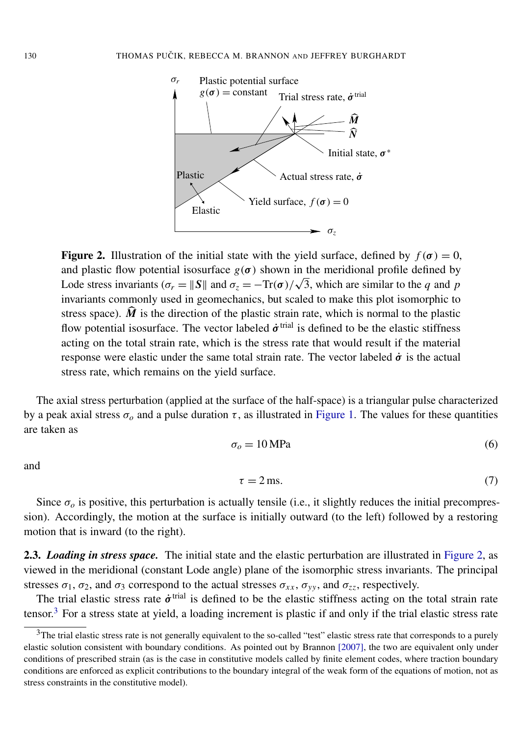**Figure 2.** Illustration of the initial state with the yield surface, defined by $f(\boldsymbol{\sigma}) = 0$, and plastic flow potential isosurface $g(\boldsymbol{\sigma})$ shown in the meridional profile defined by Lode stress invariants ($\sigma_r = \|\boldsymbol{S}\|$ and $\sigma_z = -\mathrm{Tr}(\boldsymbol{\sigma})/\sqrt{3}$, which are similar to the $q$ and $p$ invariants commonly used in geomechanics, but scaled to make this plot isomorphic to stress space). $\widehat{\boldsymbol{M}}$ is the direction of the plastic strain rate, which is normal to the plastic flow potential isosurface. The vector labeled $\dot{\boldsymbol{\sigma}}^{\text{trial}}$ is defined to be the elastic stiffness acting on the total strain rate, which is the stress rate that would result if the material response were elastic under the same total strain rate. The vector labeled $\dot{\boldsymbol{\sigma}}$ is the actual stress rate, which remains on the yield surface.

The axial stress perturbation (applied at the surface of the half-space) is a triangular pulse characterized by a peak axial stress $\sigma_o$ and a pulse duration $\tau$, as illustrated in Figure 1. The values for these quantities are taken as

$$\sigma_o = 10\,\text{MPa} \tag{6}$$

and

$$\tau = 2\,\text{ms}. \tag{7}$$

Since $\sigma_o$ is positive, this perturbation is actually tensile (i.e., it slightly reduces the initial precompression). Accordingly, the motion at the surface is initially outward (to the left) followed by a restoring motion that is inward (to the right).

**2.3.** ***Loading in stress space.*** The initial state and the elastic perturbation are illustrated in Figure 2, as viewed in the meridional (constant Lode angle) plane of the isomorphic stress invariants. The principal stresses $\sigma_1$, $\sigma_2$, and $\sigma_3$ correspond to the actual stresses $\sigma_{xx}$, $\sigma_{yy}$, and $\sigma_{zz}$, respectively.

The trial elastic stress rate $\dot{\boldsymbol{\sigma}}^{\text{trial}}$ is defined to be the elastic stiffness acting on the total strain rate tensor.[3] For a stress state at yield, a loading increment is plastic if and only if the trial elastic stress rate

[3] The trial elastic stress rate is not generally equivalent to the so-called "test" elastic stress rate that corresponds to a purely elastic solution consistent with boundary conditions. As pointed out by Brannon [2007], the two are equivalent only under conditions of prescribed strain (as is the case in constitutive models called by finite element codes, where traction boundary conditions are enforced as explicit contributions to the boundary integral of the weak form of the equations of motion, not as stress constraints in the constitutive model).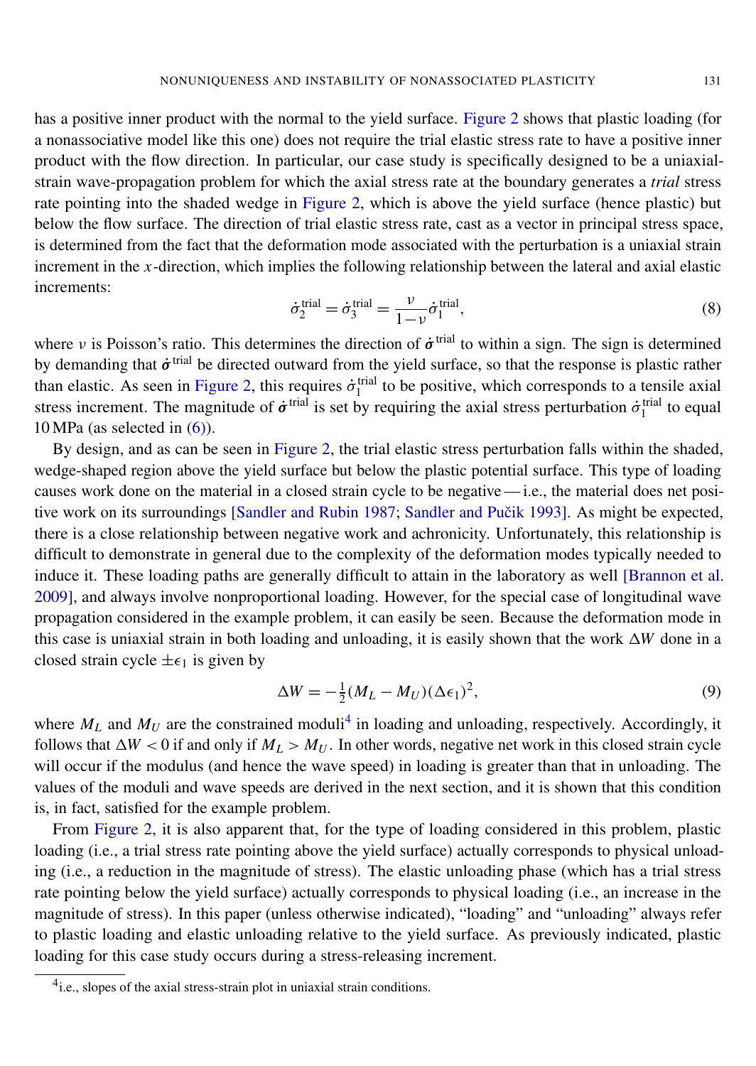has a positive inner product with the normal to the yield surface. Figure 2 shows that plastic loading (for a nonassociative model like this one) does not require the trial elastic stress rate to have a positive inner product with the flow direction. In particular, our case study is specifically designed to be a uniaxial-strain wave-propagation problem for which the axial stress rate at the boundary generates a *trial* stress rate pointing into the shaded wedge in Figure 2, which is above the yield surface (hence plastic) but below the flow surface. The direction of trial elastic stress rate, cast as a vector in principal stress space, is determined from the fact that the deformation mode associated with the perturbation is a uniaxial strain increment in the $x$-direction, which implies the following relationship between the lateral and axial elastic increments:

$$\dot{\sigma}_2^{\text{trial}} = \dot{\sigma}_3^{\text{trial}} = \frac{\nu}{1-\nu}\dot{\sigma}_1^{\text{trial}}, \tag{8}$$

where $\nu$ is Poisson's ratio. This determines the direction of $\dot{\boldsymbol{\sigma}}^{\text{trial}}$ to within a sign. The sign is determined by demanding that $\dot{\boldsymbol{\sigma}}^{\text{trial}}$ be directed outward from the yield surface, so that the response is plastic rather than elastic. As seen in Figure 2, this requires $\dot{\sigma}_1^{\text{trial}}$ to be positive, which corresponds to a tensile axial stress increment. The magnitude of $\dot{\boldsymbol{\sigma}}^{\text{trial}}$ is set by requiring the axial stress perturbation $\dot{\sigma}_1^{\text{trial}}$ to equal 10 MPa (as selected in (6)).

By design, and as can be seen in Figure 2, the trial elastic stress perturbation falls within the shaded, wedge-shaped region above the yield surface but below the plastic potential surface. This type of loading causes work done on the material in a closed strain cycle to be negative — i.e., the material does net positive work on its surroundings [Sandler and Rubin 1987; Sandler and Pučik 1993]. As might be expected, there is a close relationship between negative work and achronicity. Unfortunately, this relationship is difficult to demonstrate in general due to the complexity of the deformation modes typically needed to induce it. These loading paths are generally difficult to attain in the laboratory as well [Brannon et al. 2009], and always involve nonproportional loading. However, for the special case of longitudinal wave propagation considered in the example problem, it can easily be seen. Because the deformation mode in this case is uniaxial strain in both loading and unloading, it is easily shown that the work $\Delta W$ done in a closed strain cycle $\pm\epsilon_1$ is given by

$$\Delta W = -\tfrac{1}{2}(M_L - M_U)(\Delta\epsilon_1)^2, \tag{9}$$

where $M_L$ and $M_U$ are the constrained moduli[4] in loading and unloading, respectively. Accordingly, it follows that $\Delta W < 0$ if and only if $M_L > M_U$. In other words, negative net work in this closed strain cycle will occur if the modulus (and hence the wave speed) in loading is greater than that in unloading. The values of the moduli and wave speeds are derived in the next section, and it is shown that this condition is, in fact, satisfied for the example problem.

From Figure 2, it is also apparent that, for the type of loading considered in this problem, plastic loading (i.e., a trial stress rate pointing above the yield surface) actually corresponds to physical unloading (i.e., a reduction in the magnitude of stress). The elastic unloading phase (which has a trial stress rate pointing below the yield surface) actually corresponds to physical loading (i.e., an increase in the magnitude of stress). In this paper (unless otherwise indicated), "loading" and "unloading" always refer to plastic loading and elastic unloading relative to the yield surface. As previously indicated, plastic loading for this case study occurs during a stress-releasing increment.

[4] i.e., slopes of the axial stress-strain plot in uniaxial strain conditions.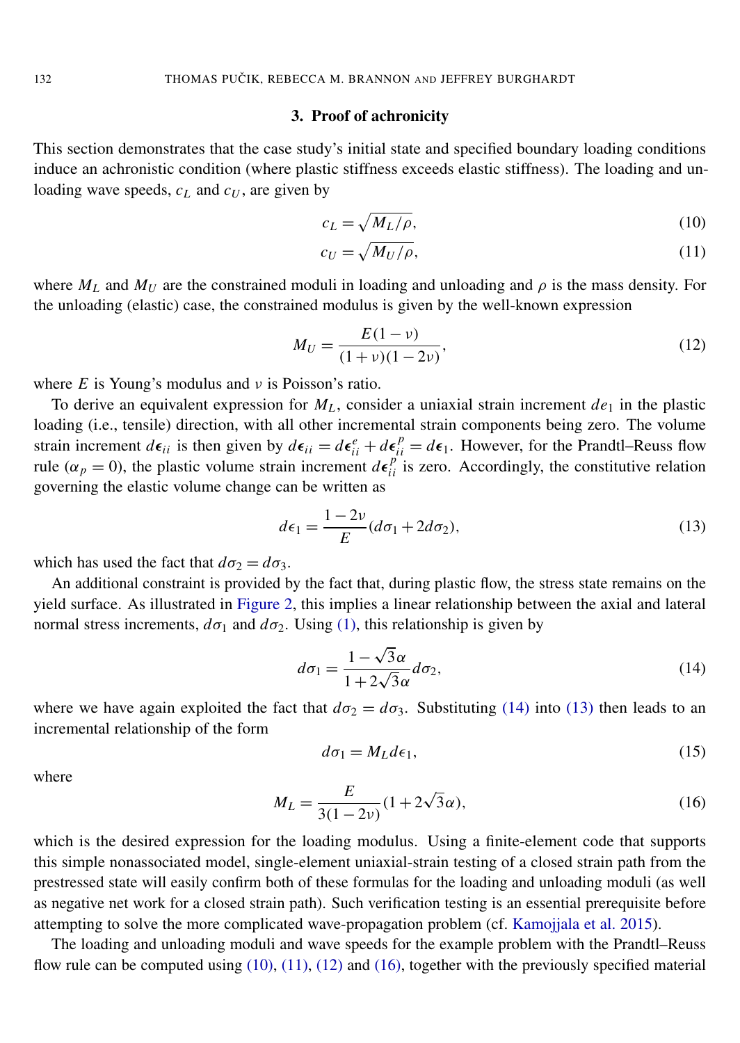## 3. Proof of achronicity

This section demonstrates that the case study's initial state and specified boundary loading conditions induce an achronistic condition (where plastic stiffness exceeds elastic stiffness). The loading and unloading wave speeds, $c_L$ and $c_U$, are given by

$$c_L = \sqrt{M_L/\rho}, \tag{10}$$

$$c_U = \sqrt{M_U/\rho}, \tag{11}$$

where $M_L$ and $M_U$ are the constrained moduli in loading and unloading and $\rho$ is the mass density. For the unloading (elastic) case, the constrained modulus is given by the well-known expression

$$M_U = \frac{E(1-\nu)}{(1+\nu)(1-2\nu)}, \tag{12}$$

where $E$ is Young's modulus and $\nu$ is Poisson's ratio.

To derive an equivalent expression for $M_L$, consider a uniaxial strain increment $de_1$ in the plastic loading (i.e., tensile) direction, with all other incremental strain components being zero. The volume strain increment $d\boldsymbol{\epsilon}_{ii}$ is then given by $d\boldsymbol{\epsilon}_{ii} = d\boldsymbol{\epsilon}^e_{ii} + d\boldsymbol{\epsilon}^p_{ii} = d\boldsymbol{\epsilon}_1$. However, for the Prandtl–Reuss flow rule ($\alpha_p = 0$), the plastic volume strain increment $d\boldsymbol{\epsilon}^p_{ii}$ is zero. Accordingly, the constitutive relation governing the elastic volume change can be written as

$$d\epsilon_1 = \frac{1-2\nu}{E}(d\sigma_1 + 2d\sigma_2), \tag{13}$$

which has used the fact that $d\sigma_2 = d\sigma_3$.

An additional constraint is provided by the fact that, during plastic flow, the stress state remains on the yield surface. As illustrated in Figure 2, this implies a linear relationship between the axial and lateral normal stress increments, $d\sigma_1$ and $d\sigma_2$. Using (1), this relationship is given by

$$d\sigma_1 = \frac{1-\sqrt{3}\alpha}{1+2\sqrt{3}\alpha}d\sigma_2, \tag{14}$$

where we have again exploited the fact that $d\sigma_2 = d\sigma_3$. Substituting (14) into (13) then leads to an incremental relationship of the form

$$d\sigma_1 = M_L d\epsilon_1, \tag{15}$$

where

$$M_L = \frac{E}{3(1-2\nu)}(1+2\sqrt{3}\alpha), \tag{16}$$

which is the desired expression for the loading modulus. Using a finite-element code that supports this simple nonassociated model, single-element uniaxial-strain testing of a closed strain path from the prestressed state will easily confirm both of these formulas for the loading and unloading moduli (as well as negative net work for a closed strain path). Such verification testing is an essential prerequisite before attempting to solve the more complicated wave-propagation problem (cf. Kamojjala et al. 2015).

The loading and unloading moduli and wave speeds for the example problem with the Prandtl–Reuss flow rule can be computed using (10), (11), (12) and (16), together with the previously specified material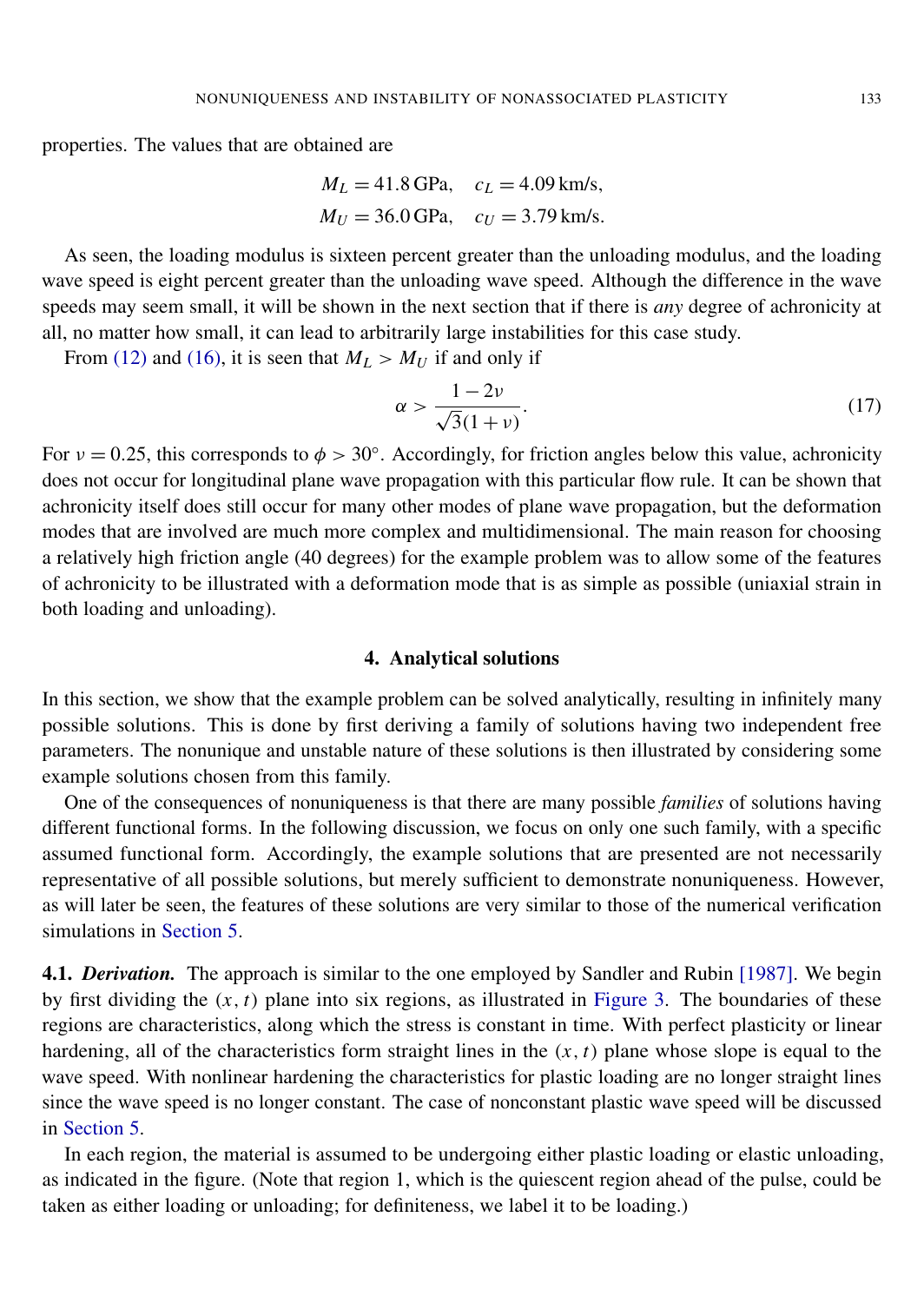properties. The values that are obtained are

$$M_L = 41.8\,\text{GPa}, \quad c_L = 4.09\,\text{km/s},$$
$$M_U = 36.0\,\text{GPa}, \quad c_U = 3.79\,\text{km/s}.$$

As seen, the loading modulus is sixteen percent greater than the unloading modulus, and the loading wave speed is eight percent greater than the unloading wave speed. Although the difference in the wave speeds may seem small, it will be shown in the next section that if there is *any* degree of achronicity at all, no matter how small, it can lead to arbitrarily large instabilities for this case study.

From (12) and (16), it is seen that $M_L > M_U$ if and only if

$$\alpha > \frac{1 - 2\nu}{\sqrt{3}(1 + \nu)}. \tag{17}$$

For $\nu = 0.25$, this corresponds to $\phi > 30°$. Accordingly, for friction angles below this value, achronicity does not occur for longitudinal plane wave propagation with this particular flow rule. It can be shown that achronicity itself does still occur for many other modes of plane wave propagation, but the deformation modes that are involved are much more complex and multidimensional. The main reason for choosing a relatively high friction angle (40 degrees) for the example problem was to allow some of the features of achronicity to be illustrated with a deformation mode that is as simple as possible (uniaxial strain in both loading and unloading).

## 4. Analytical solutions

In this section, we show that the example problem can be solved analytically, resulting in infinitely many possible solutions. This is done by first deriving a family of solutions having two independent free parameters. The nonunique and unstable nature of these solutions is then illustrated by considering some example solutions chosen from this family.

One of the consequences of nonuniqueness is that there are many possible *families* of solutions having different functional forms. In the following discussion, we focus on only one such family, with a specific assumed functional form. Accordingly, the example solutions that are presented are not necessarily representative of all possible solutions, but merely sufficient to demonstrate nonuniqueness. However, as will later be seen, the features of these solutions are very similar to those of the numerical verification simulations in Section 5.

**4.1. *Derivation.*** The approach is similar to the one employed by Sandler and Rubin [1987]. We begin by first dividing the $(x, t)$ plane into six regions, as illustrated in Figure 3. The boundaries of these regions are characteristics, along which the stress is constant in time. With perfect plasticity or linear hardening, all of the characteristics form straight lines in the $(x, t)$ plane whose slope is equal to the wave speed. With nonlinear hardening the characteristics for plastic loading are no longer straight lines since the wave speed is no longer constant. The case of nonconstant plastic wave speed will be discussed in Section 5.

In each region, the material is assumed to be undergoing either plastic loading or elastic unloading, as indicated in the figure. (Note that region 1, which is the quiescent region ahead of the pulse, could be taken as either loading or unloading; for definiteness, we label it to be loading.)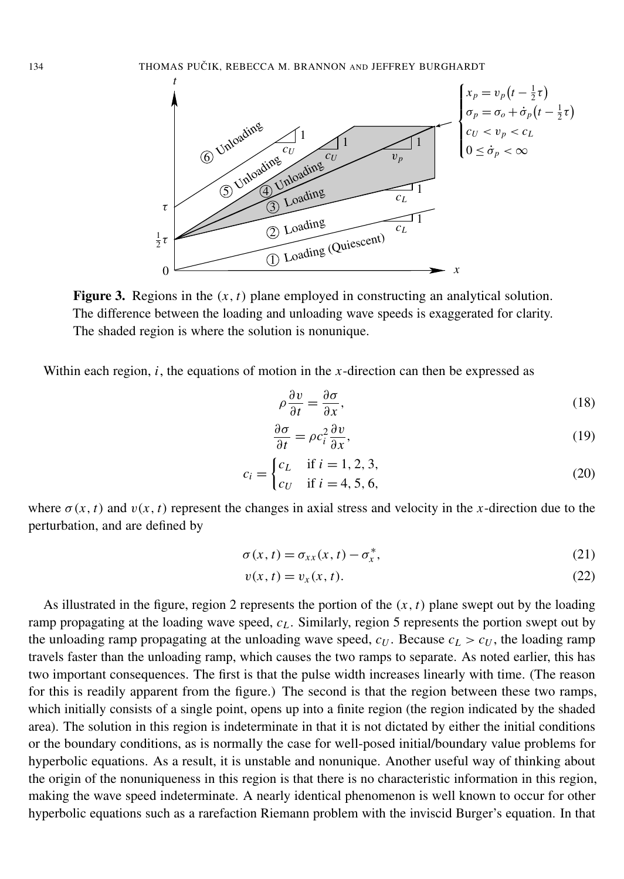**Figure 3.** Regions in the $(x, t)$ plane employed in constructing an analytical solution. The difference between the loading and unloading wave speeds is exaggerated for clarity. The shaded region is where the solution is nonunique.

Within each region, $i$, the equations of motion in the $x$-direction can then be expressed as

$$\rho \frac{\partial v}{\partial t} = \frac{\partial \sigma}{\partial x}, \tag{18}$$

$$\frac{\partial \sigma}{\partial t} = \rho c_i^2 \frac{\partial v}{\partial x}, \tag{19}$$

$$c_i = \begin{cases} c_L & \text{if } i = 1, 2, 3, \\ c_U & \text{if } i = 4, 5, 6, \end{cases} \tag{20}$$

where $\sigma(x, t)$ and $v(x, t)$ represent the changes in axial stress and velocity in the $x$-direction due to the perturbation, and are defined by

$$\sigma(x, t) = \sigma_{xx}(x, t) - \sigma_x^*, \tag{21}$$

$$v(x, t) = v_x(x, t). \tag{22}$$

As illustrated in the figure, region 2 represents the portion of the $(x, t)$ plane swept out by the loading ramp propagating at the loading wave speed, $c_L$. Similarly, region 5 represents the portion swept out by the unloading ramp propagating at the unloading wave speed, $c_U$. Because $c_L > c_U$, the loading ramp travels faster than the unloading ramp, which causes the two ramps to separate. As noted earlier, this has two important consequences. The first is that the pulse width increases linearly with time. (The reason for this is readily apparent from the figure.) The second is that the region between these two ramps, which initially consists of a single point, opens up into a finite region (the region indicated by the shaded area). The solution in this region is indeterminate in that it is not dictated by either the initial conditions or the boundary conditions, as is normally the case for well-posed initial/boundary value problems for hyperbolic equations. As a result, it is unstable and nonunique. Another useful way of thinking about the origin of the nonuniqueness in this region is that there is no characteristic information in this region, making the wave speed indeterminate. A nearly identical phenomenon is well known to occur for other hyperbolic equations such as a rarefaction Riemann problem with the inviscid Burger's equation. In that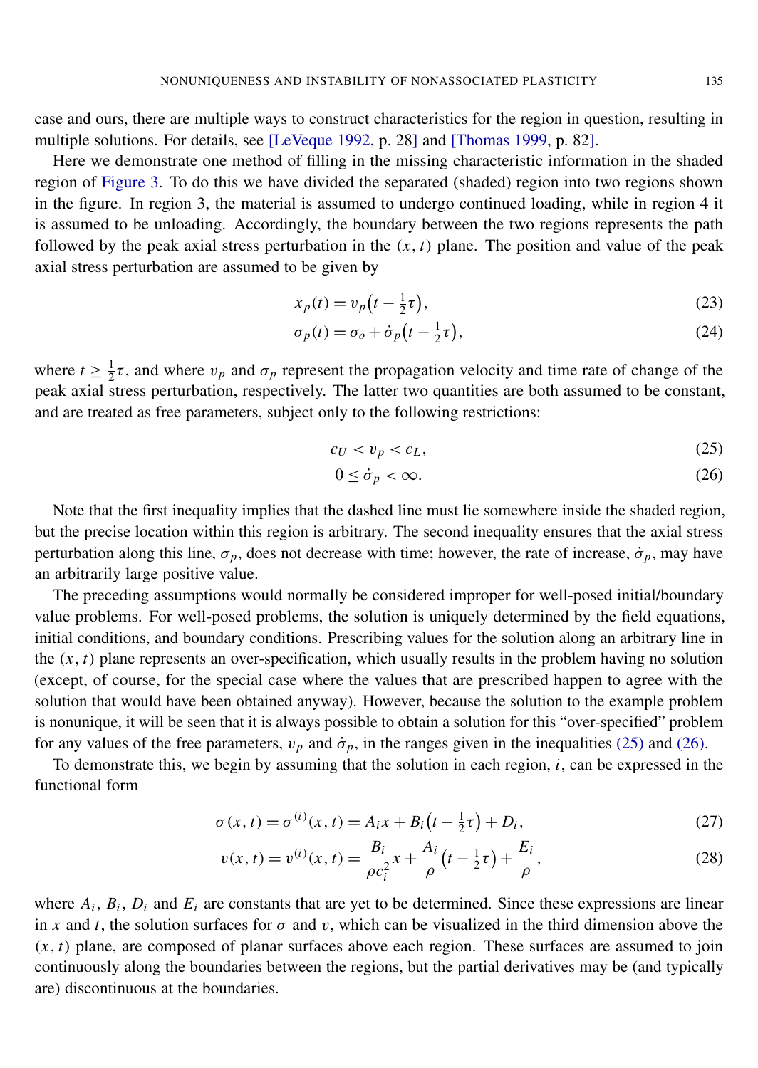case and ours, there are multiple ways to construct characteristics for the region in question, resulting in multiple solutions. For details, see [LeVeque 1992, p. 28] and [Thomas 1999, p. 82].

Here we demonstrate one method of filling in the missing characteristic information in the shaded region of Figure 3. To do this we have divided the separated (shaded) region into two regions shown in the figure. In region 3, the material is assumed to undergo continued loading, while in region 4 it is assumed to be unloading. Accordingly, the boundary between the two regions represents the path followed by the peak axial stress perturbation in the $(x, t)$ plane. The position and value of the peak axial stress perturbation are assumed to be given by

$$x_p(t) = v_p\big(t - \tfrac{1}{2}\tau\big), \tag{23}$$

$$\sigma_p(t) = \sigma_o + \dot{\sigma}_p\big(t - \tfrac{1}{2}\tau\big), \tag{24}$$

where $t \geq \frac{1}{2}\tau$, and where $v_p$ and $\sigma_p$ represent the propagation velocity and time rate of change of the peak axial stress perturbation, respectively. The latter two quantities are both assumed to be constant, and are treated as free parameters, subject only to the following restrictions:

$$c_U < v_p < c_L, \tag{25}$$

$$0 \leq \dot{\sigma}_p < \infty. \tag{26}$$

Note that the first inequality implies that the dashed line must lie somewhere inside the shaded region, but the precise location within this region is arbitrary. The second inequality ensures that the axial stress perturbation along this line, $\sigma_p$, does not decrease with time; however, the rate of increase, $\dot{\sigma}_p$, may have an arbitrarily large positive value.

The preceding assumptions would normally be considered improper for well-posed initial/boundary value problems. For well-posed problems, the solution is uniquely determined by the field equations, initial conditions, and boundary conditions. Prescribing values for the solution along an arbitrary line in the $(x, t)$ plane represents an over-specification, which usually results in the problem having no solution (except, of course, for the special case where the values that are prescribed happen to agree with the solution that would have been obtained anyway). However, because the solution to the example problem is nonunique, it will be seen that it is always possible to obtain a solution for this "over-specified" problem for any values of the free parameters, $v_p$ and $\dot{\sigma}_p$, in the ranges given in the inequalities (25) and (26).

To demonstrate this, we begin by assuming that the solution in each region, $i$, can be expressed in the functional form

$$\sigma(x, t) = \sigma^{(i)}(x, t) = A_i x + B_i\big(t - \tfrac{1}{2}\tau\big) + D_i, \tag{27}$$

$$v(x, t) = v^{(i)}(x, t) = \frac{B_i}{\rho c_i^2} x + \frac{A_i}{\rho}\big(t - \tfrac{1}{2}\tau\big) + \frac{E_i}{\rho}, \tag{28}$$

where $A_i$, $B_i$, $D_i$ and $E_i$ are constants that are yet to be determined. Since these expressions are linear in $x$ and $t$, the solution surfaces for $\sigma$ and $v$, which can be visualized in the third dimension above the $(x, t)$ plane, are composed of planar surfaces above each region. These surfaces are assumed to join continuously along the boundaries between the regions, but the partial derivatives may be (and typically are) discontinuous at the boundaries.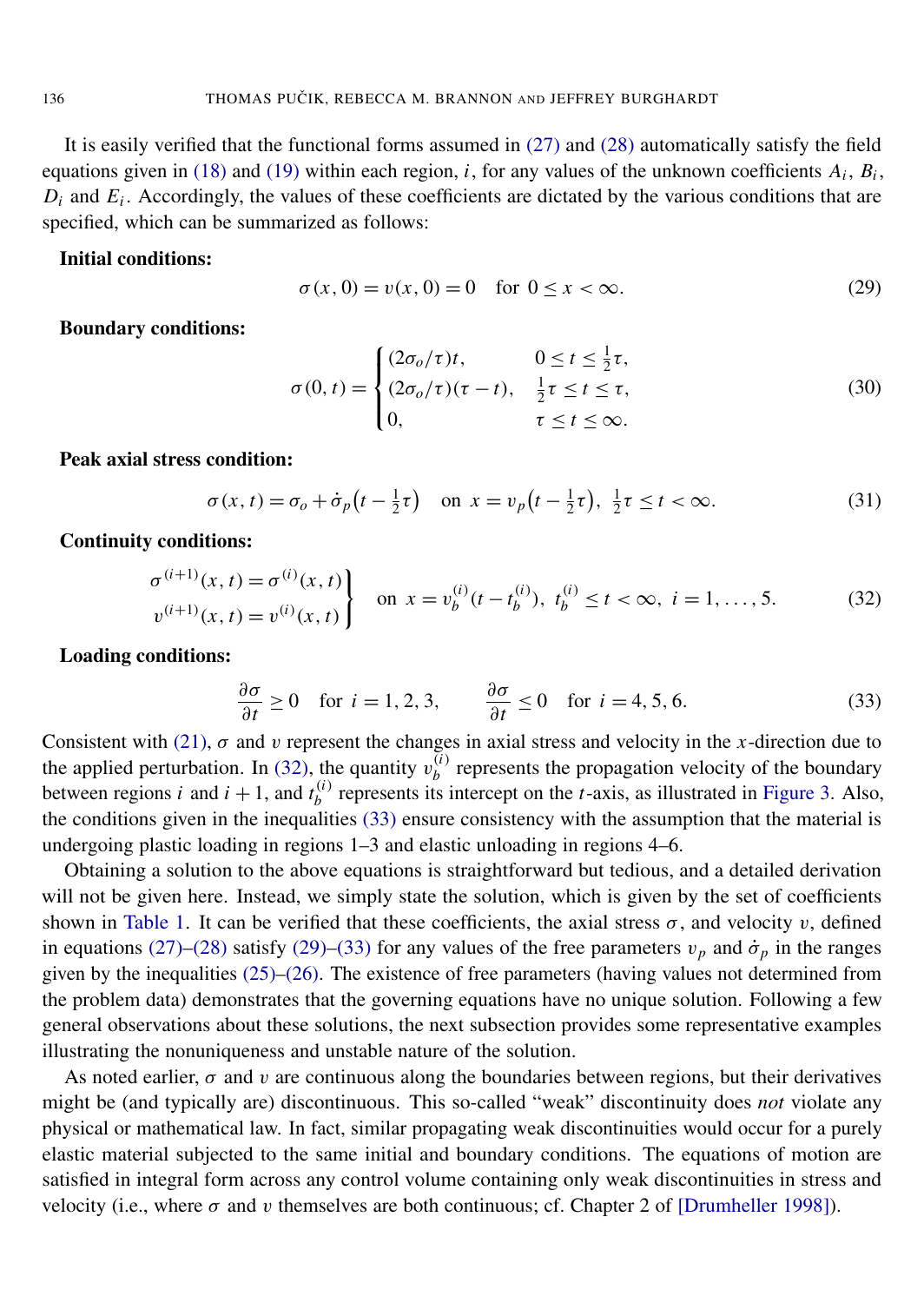It is easily verified that the functional forms assumed in (27) and (28) automatically satisfy the field equations given in (18) and (19) within each region, $i$, for any values of the unknown coefficients $A_i$, $B_i$, $D_i$ and $E_i$. Accordingly, the values of these coefficients are dictated by the various conditions that are specified, which can be summarized as follows:

**Initial conditions:**

$$\sigma(x,0) = v(x,0) = 0 \quad \text{for } 0 \le x < \infty. \tag{29}$$

**Boundary conditions:**

$$\sigma(0,t) = \begin{cases} (2\sigma_o/\tau)t, & 0 \le t \le \frac{1}{2}\tau, \\ (2\sigma_o/\tau)(\tau - t), & \frac{1}{2}\tau \le t \le \tau, \\ 0, & \tau \le t \le \infty. \end{cases} \tag{30}$$

**Peak axial stress condition:**

$$\sigma(x,t) = \sigma_o + \dot{\sigma}_p\big(t - \tfrac{1}{2}\tau\big) \quad \text{on } x = v_p\big(t - \tfrac{1}{2}\tau\big),\ \tfrac{1}{2}\tau \le t < \infty. \tag{31}$$

**Continuity conditions:**

$$\left.\begin{aligned} \sigma^{(i+1)}(x,t) = \sigma^{(i)}(x,t) \\ v^{(i+1)}(x,t) = v^{(i)}(x,t) \end{aligned}\right\} \quad \text{on } x = v_b^{(i)}(t - t_b^{(i)}),\ t_b^{(i)} \le t < \infty,\ i = 1, \dots, 5. \tag{32}$$

**Loading conditions:**

$$\frac{\partial \sigma}{\partial t} \ge 0 \quad \text{for } i = 1, 2, 3, \qquad \frac{\partial \sigma}{\partial t} \le 0 \quad \text{for } i = 4, 5, 6. \tag{33}$$

Consistent with (21), $\sigma$ and $v$ represent the changes in axial stress and velocity in the $x$-direction due to the applied perturbation. In (32), the quantity $v_b^{(i)}$ represents the propagation velocity of the boundary between regions $i$ and $i+1$, and $t_b^{(i)}$ represents its intercept on the $t$-axis, as illustrated in Figure 3. Also, the conditions given in the inequalities (33) ensure consistency with the assumption that the material is undergoing plastic loading in regions 1–3 and elastic unloading in regions 4–6.

Obtaining a solution to the above equations is straightforward but tedious, and a detailed derivation will not be given here. Instead, we simply state the solution, which is given by the set of coefficients shown in Table 1. It can be verified that these coefficients, the axial stress $\sigma$, and velocity $v$, defined in equations (27)–(28) satisfy (29)–(33) for any values of the free parameters $v_p$ and $\dot{\sigma}_p$ in the ranges given by the inequalities (25)–(26). The existence of free parameters (having values not determined from the problem data) demonstrates that the governing equations have no unique solution. Following a few general observations about these solutions, the next subsection provides some representative examples illustrating the nonuniqueness and unstable nature of the solution.

As noted earlier, $\sigma$ and $v$ are continuous along the boundaries between regions, but their derivatives might be (and typically are) discontinuous. This so-called "weak" discontinuity does *not* violate any physical or mathematical law. In fact, similar propagating weak discontinuities would occur for a purely elastic material subjected to the same initial and boundary conditions. The equations of motion are satisfied in integral form across any control volume containing only weak discontinuities in stress and velocity (i.e., where $\sigma$ and $v$ themselves are both continuous; cf. Chapter 2 of [Drumheller 1998]).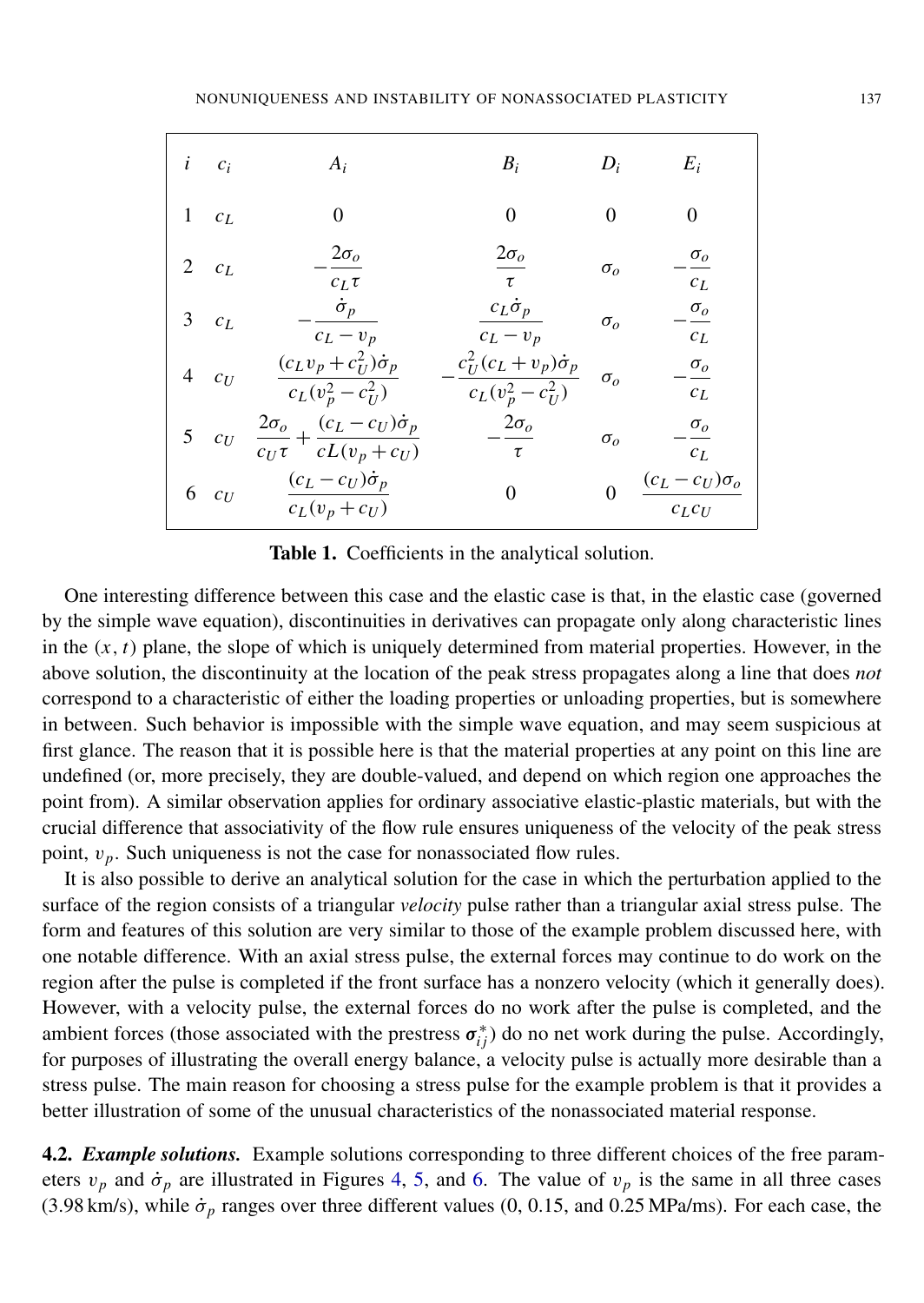| $i$ | $c_i$ | $A_i$ | $B_i$ | $D_i$ | $E_i$ |
|---|---|---|---|---|---|
| 1 | $c_L$ | $0$ | $0$ | $0$ | $0$ |
| 2 | $c_L$ | $-\dfrac{2\sigma_o}{c_L\tau}$ | $\dfrac{2\sigma_o}{\tau}$ | $\sigma_o$ | $-\dfrac{\sigma_o}{c_L}$ |
| 3 | $c_L$ | $-\dfrac{\dot{\sigma}_p}{c_L - v_p}$ | $\dfrac{c_L\dot{\sigma}_p}{c_L - v_p}$ | $\sigma_o$ | $-\dfrac{\sigma_o}{c_L}$ |
| 4 | $c_U$ | $\dfrac{(c_L v_p + c_U^2)\dot{\sigma}_p}{c_L(v_p^2 - c_U^2)}$ | $-\dfrac{c_U^2(c_L + v_p)\dot{\sigma}_p}{c_L(v_p^2 - c_U^2)}$ | $\sigma_o$ | $-\dfrac{\sigma_o}{c_L}$ |
| 5 | $c_U$ | $\dfrac{2\sigma_o}{c_U\tau} + \dfrac{(c_L - c_U)\dot{\sigma}_p}{cL(v_p + c_U)}$ | $-\dfrac{2\sigma_o}{\tau}$ | $\sigma_o$ | $-\dfrac{\sigma_o}{c_L}$ |
| 6 | $c_U$ | $\dfrac{(c_L - c_U)\dot{\sigma}_p}{c_L(v_p + c_U)}$ | $0$ | $0$ | $\dfrac{(c_L - c_U)\sigma_o}{c_L c_U}$ |

**Table 1.** Coefficients in the analytical solution.

One interesting difference between this case and the elastic case is that, in the elastic case (governed by the simple wave equation), discontinuities in derivatives can propagate only along characteristic lines in the $(x, t)$ plane, the slope of which is uniquely determined from material properties. However, in the above solution, the discontinuity at the location of the peak stress propagates along a line that does *not* correspond to a characteristic of either the loading properties or unloading properties, but is somewhere in between. Such behavior is impossible with the simple wave equation, and may seem suspicious at first glance. The reason that it is possible here is that the material properties at any point on this line are undefined (or, more precisely, they are double-valued, and depend on which region one approaches the point from). A similar observation applies for ordinary associative elastic-plastic materials, but with the crucial difference that associativity of the flow rule ensures uniqueness of the velocity of the peak stress point, $v_p$. Such uniqueness is not the case for nonassociated flow rules.

It is also possible to derive an analytical solution for the case in which the perturbation applied to the surface of the region consists of a triangular *velocity* pulse rather than a triangular axial stress pulse. The form and features of this solution are very similar to those of the example problem discussed here, with one notable difference. With an axial stress pulse, the external forces may continue to do work on the region after the pulse is completed if the front surface has a nonzero velocity (which it generally does). However, with a velocity pulse, the external forces do no work after the pulse is completed, and the ambient forces (those associated with the prestress $\boldsymbol{\sigma}_{ij}^*$) do no net work during the pulse. Accordingly, for purposes of illustrating the overall energy balance, a velocity pulse is actually more desirable than a stress pulse. The main reason for choosing a stress pulse for the example problem is that it provides a better illustration of some of the unusual characteristics of the nonassociated material response.

**4.2. *Example solutions.*** Example solutions corresponding to three different choices of the free parameters $v_p$ and $\dot{\sigma}_p$ are illustrated in Figures 4, 5, and 6. The value of $v_p$ is the same in all three cases (3.98 km/s), while $\dot{\sigma}_p$ ranges over three different values (0, 0.15, and 0.25 MPa/ms). For each case, the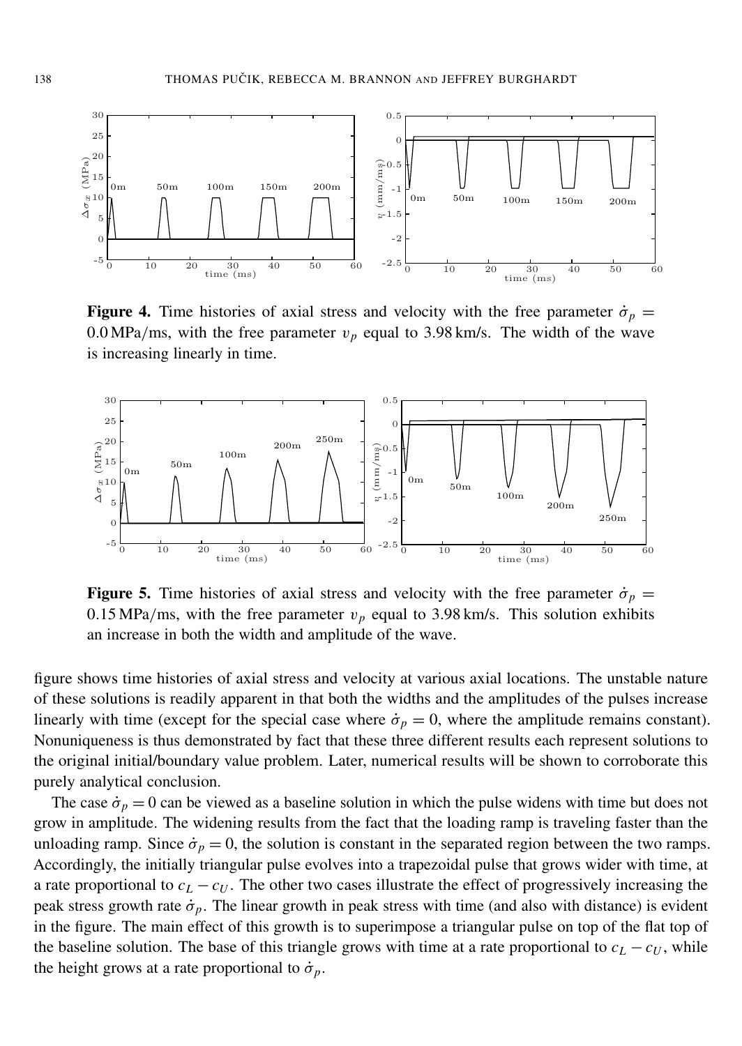**Figure 4.** Time histories of axial stress and velocity with the free parameter $\dot{\sigma}_p = 0.0\,\text{MPa/ms}$, with the free parameter $v_p$ equal to 3.98 km/s. The width of the wave is increasing linearly in time.

**Figure 5.** Time histories of axial stress and velocity with the free parameter $\dot{\sigma}_p = 0.15\,\text{MPa/ms}$, with the free parameter $v_p$ equal to 3.98 km/s. This solution exhibits an increase in both the width and amplitude of the wave.

figure shows time histories of axial stress and velocity at various axial locations. The unstable nature of these solutions is readily apparent in that both the widths and the amplitudes of the pulses increase linearly with time (except for the special case where $\dot{\sigma}_p = 0$, where the amplitude remains constant). Nonuniqueness is thus demonstrated by fact that these three different results each represent solutions to the original initial/boundary value problem. Later, numerical results will be shown to corroborate this purely analytical conclusion.

The case $\dot{\sigma}_p = 0$ can be viewed as a baseline solution in which the pulse widens with time but does not grow in amplitude. The widening results from the fact that the loading ramp is traveling faster than the unloading ramp. Since $\dot{\sigma}_p = 0$, the solution is constant in the separated region between the two ramps. Accordingly, the initially triangular pulse evolves into a trapezoidal pulse that grows wider with time, at a rate proportional to $c_L - c_U$. The other two cases illustrate the effect of progressively increasing the peak stress growth rate $\dot{\sigma}_p$. The linear growth in peak stress with time (and also with distance) is evident in the figure. The main effect of this growth is to superimpose a triangular pulse on top of the flat top of the baseline solution. The base of this triangle grows with time at a rate proportional to $c_L - c_U$, while the height grows at a rate proportional to $\dot{\sigma}_p$.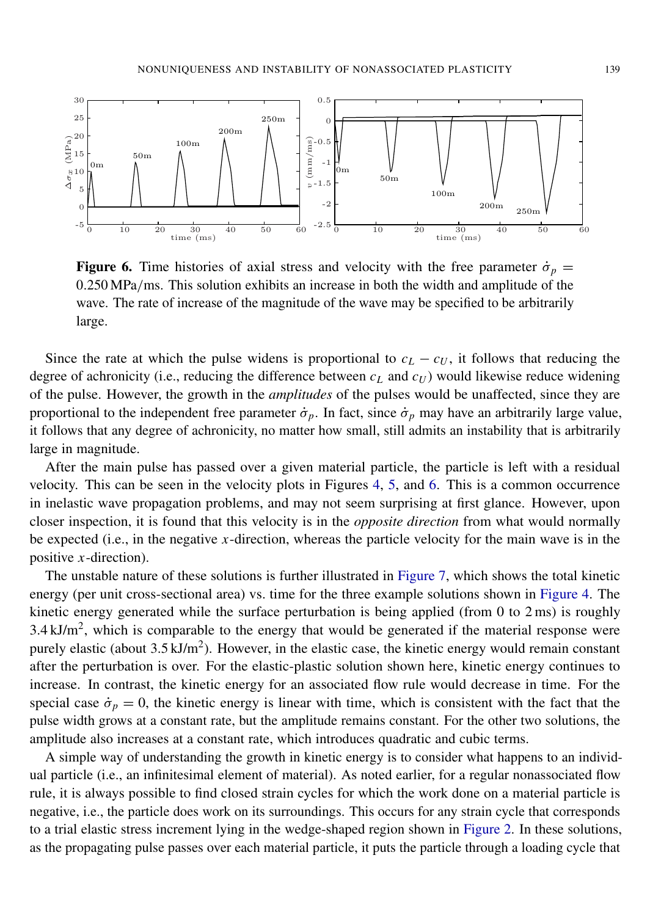**Figure 6.** Time histories of axial stress and velocity with the free parameter $\dot{\sigma}_p = 0.250\,\text{MPa/ms}$. This solution exhibits an increase in both the width and amplitude of the wave. The rate of increase of the magnitude of the wave may be specified to be arbitrarily large.

Since the rate at which the pulse widens is proportional to $c_L - c_U$, it follows that reducing the degree of achronicity (i.e., reducing the difference between $c_L$ and $c_U$) would likewise reduce widening of the pulse. However, the growth in the *amplitudes* of the pulses would be unaffected, since they are proportional to the independent free parameter $\dot{\sigma}_p$. In fact, since $\dot{\sigma}_p$ may have an arbitrarily large value, it follows that any degree of achronicity, no matter how small, still admits an instability that is arbitrarily large in magnitude.

After the main pulse has passed over a given material particle, the particle is left with a residual velocity. This can be seen in the velocity plots in Figures 4, 5, and 6. This is a common occurrence in inelastic wave propagation problems, and may not seem surprising at first glance. However, upon closer inspection, it is found that this velocity is in the *opposite direction* from what would normally be expected (i.e., in the negative $x$-direction, whereas the particle velocity for the main wave is in the positive $x$-direction).

The unstable nature of these solutions is further illustrated in Figure 7, which shows the total kinetic energy (per unit cross-sectional area) vs. time for the three example solutions shown in Figure 4. The kinetic energy generated while the surface perturbation is being applied (from 0 to 2 ms) is roughly $3.4\,\text{kJ/m}^2$, which is comparable to the energy that would be generated if the material response were purely elastic (about $3.5\,\text{kJ/m}^2$). However, in the elastic case, the kinetic energy would remain constant after the perturbation is over. For the elastic-plastic solution shown here, kinetic energy continues to increase. In contrast, the kinetic energy for an associated flow rule would decrease in time. For the special case $\dot{\sigma}_p = 0$, the kinetic energy is linear with time, which is consistent with the fact that the pulse width grows at a constant rate, but the amplitude remains constant. For the other two solutions, the amplitude also increases at a constant rate, which introduces quadratic and cubic terms.

A simple way of understanding the growth in kinetic energy is to consider what happens to an individual particle (i.e., an infinitesimal element of material). As noted earlier, for a regular nonassociated flow rule, it is always possible to find closed strain cycles for which the work done on a material particle is negative, i.e., the particle does work on its surroundings. This occurs for any strain cycle that corresponds to a trial elastic stress increment lying in the wedge-shaped region shown in Figure 2. In these solutions, as the propagating pulse passes over each material particle, it puts the particle through a loading cycle that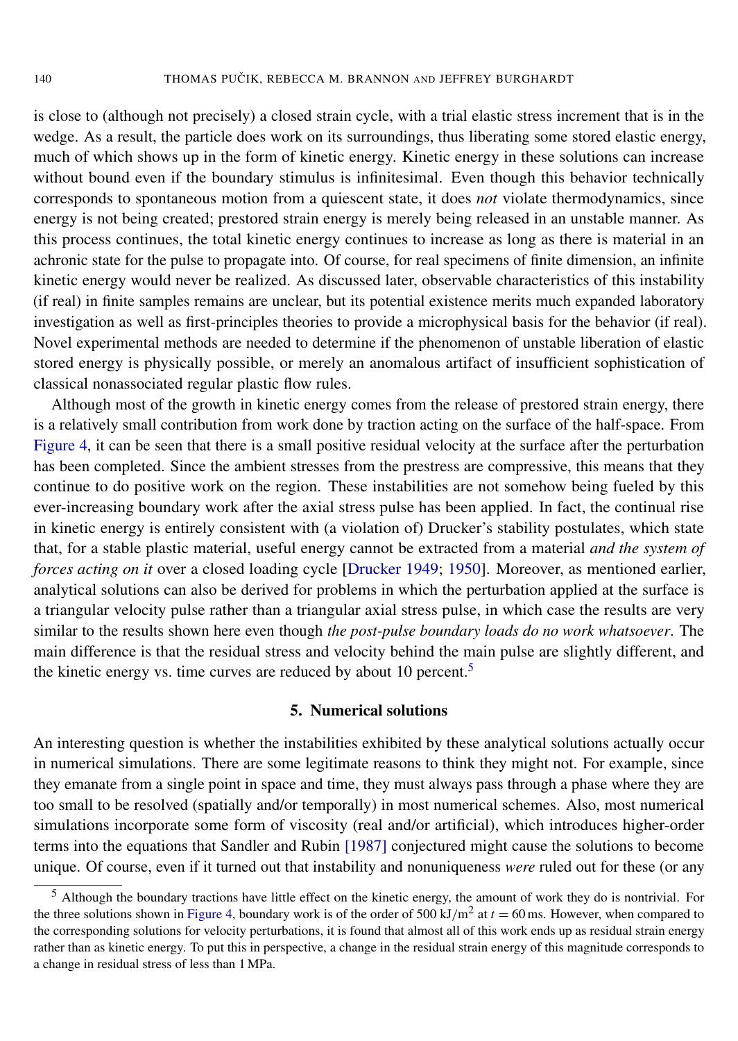is close to (although not precisely) a closed strain cycle, with a trial elastic stress increment that is in the wedge. As a result, the particle does work on its surroundings, thus liberating some stored elastic energy, much of which shows up in the form of kinetic energy. Kinetic energy in these solutions can increase without bound even if the boundary stimulus is infinitesimal. Even though this behavior technically corresponds to spontaneous motion from a quiescent state, it does *not* violate thermodynamics, since energy is not being created; prestored strain energy is merely being released in an unstable manner. As this process continues, the total kinetic energy continues to increase as long as there is material in an achronic state for the pulse to propagate into. Of course, for real specimens of finite dimension, an infinite kinetic energy would never be realized. As discussed later, observable characteristics of this instability (if real) in finite samples remains are unclear, but its potential existence merits much expanded laboratory investigation as well as first-principles theories to provide a microphysical basis for the behavior (if real). Novel experimental methods are needed to determine if the phenomenon of unstable liberation of elastic stored energy is physically possible, or merely an anomalous artifact of insufficient sophistication of classical nonassociated regular plastic flow rules.

Although most of the growth in kinetic energy comes from the release of prestored strain energy, there is a relatively small contribution from work done by traction acting on the surface of the half-space. From Figure 4, it can be seen that there is a small positive residual velocity at the surface after the perturbation has been completed. Since the ambient stresses from the prestress are compressive, this means that they continue to do positive work on the region. These instabilities are not somehow being fueled by this ever-increasing boundary work after the axial stress pulse has been applied. In fact, the continual rise in kinetic energy is entirely consistent with (a violation of) Drucker's stability postulates, which state that, for a stable plastic material, useful energy cannot be extracted from a material *and the system of forces acting on it* over a closed loading cycle [Drucker 1949; 1950]. Moreover, as mentioned earlier, analytical solutions can also be derived for problems in which the perturbation applied at the surface is a triangular velocity pulse rather than a triangular axial stress pulse, in which case the results are very similar to the results shown here even though *the post-pulse boundary loads do no work whatsoever*. The main difference is that the residual stress and velocity behind the main pulse are slightly different, and the kinetic energy vs. time curves are reduced by about 10 percent.[5]

## 5. Numerical solutions

An interesting question is whether the instabilities exhibited by these analytical solutions actually occur in numerical simulations. There are some legitimate reasons to think they might not. For example, since they emanate from a single point in space and time, they must always pass through a phase where they are too small to be resolved (spatially and/or temporally) in most numerical schemes. Also, most numerical simulations incorporate some form of viscosity (real and/or artificial), which introduces higher-order terms into the equations that Sandler and Rubin [1987] conjectured might cause the solutions to become unique. Of course, even if it turned out that instability and nonuniqueness *were* ruled out for these (or any

---

[5] Although the boundary tractions have little effect on the kinetic energy, the amount of work they do is nontrivial. For the three solutions shown in Figure 4, boundary work is of the order of $500\ \text{kJ/m}^2$ at $t = 60\ \text{ms}$. However, when compared to the corresponding solutions for velocity perturbations, it is found that almost all of this work ends up as residual strain energy rather than as kinetic energy. To put this in perspective, a change in the residual strain energy of this magnitude corresponds to a change in residual stress of less than 1 MPa.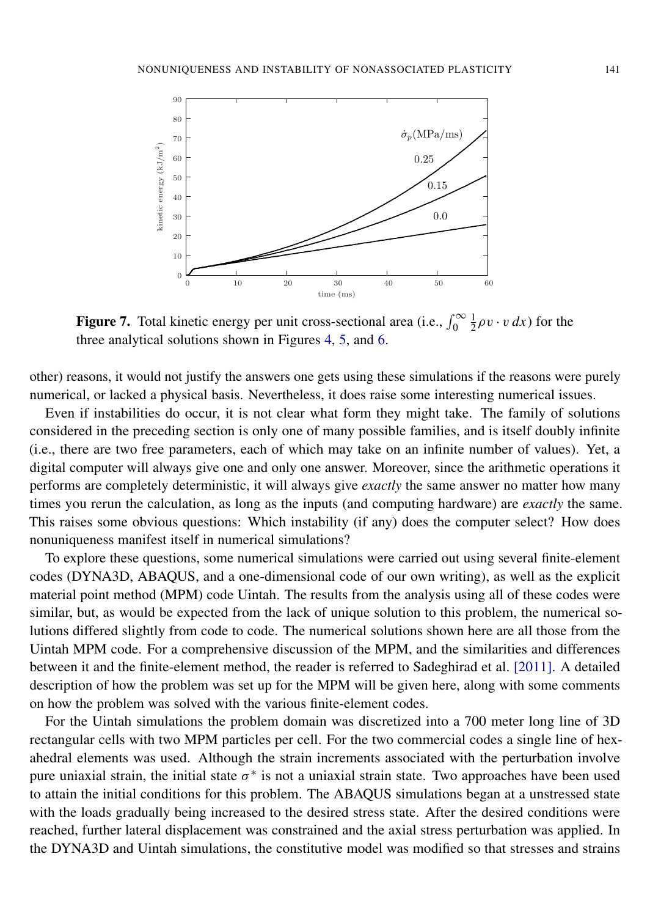**Figure 7.** Total kinetic energy per unit cross-sectional area (i.e., $\int_0^\infty \frac{1}{2}\rho v \cdot v \, dx$) for the three analytical solutions shown in Figures 4, 5, and 6.

other) reasons, it would not justify the answers one gets using these simulations if the reasons were purely numerical, or lacked a physical basis. Nevertheless, it does raise some interesting numerical issues.

Even if instabilities do occur, it is not clear what form they might take. The family of solutions considered in the preceding section is only one of many possible families, and is itself doubly infinite (i.e., there are two free parameters, each of which may take on an infinite number of values). Yet, a digital computer will always give one and only one answer. Moreover, since the arithmetic operations it performs are completely deterministic, it will always give *exactly* the same answer no matter how many times you rerun the calculation, as long as the inputs (and computing hardware) are *exactly* the same. This raises some obvious questions: Which instability (if any) does the computer select? How does nonuniqueness manifest itself in numerical simulations?

To explore these questions, some numerical simulations were carried out using several finite-element codes (DYNA3D, ABAQUS, and a one-dimensional code of our own writing), as well as the explicit material point method (MPM) code Uintah. The results from the analysis using all of these codes were similar, but, as would be expected from the lack of unique solution to this problem, the numerical solutions differed slightly from code to code. The numerical solutions shown here are all those from the Uintah MPM code. For a comprehensive discussion of the MPM, and the similarities and differences between it and the finite-element method, the reader is referred to Sadeghirad et al. [2011]. A detailed description of how the problem was set up for the MPM will be given here, along with some comments on how the problem was solved with the various finite-element codes.

For the Uintah simulations the problem domain was discretized into a 700 meter long line of 3D rectangular cells with two MPM particles per cell. For the two commercial codes a single line of hexahedral elements was used. Although the strain increments associated with the perturbation involve pure uniaxial strain, the initial state $\sigma^*$ is not a uniaxial strain state. Two approaches have been used to attain the initial conditions for this problem. The ABAQUS simulations began at a unstressed state with the loads gradually being increased to the desired stress state. After the desired conditions were reached, further lateral displacement was constrained and the axial stress perturbation was applied. In the DYNA3D and Uintah simulations, the constitutive model was modified so that stresses and strains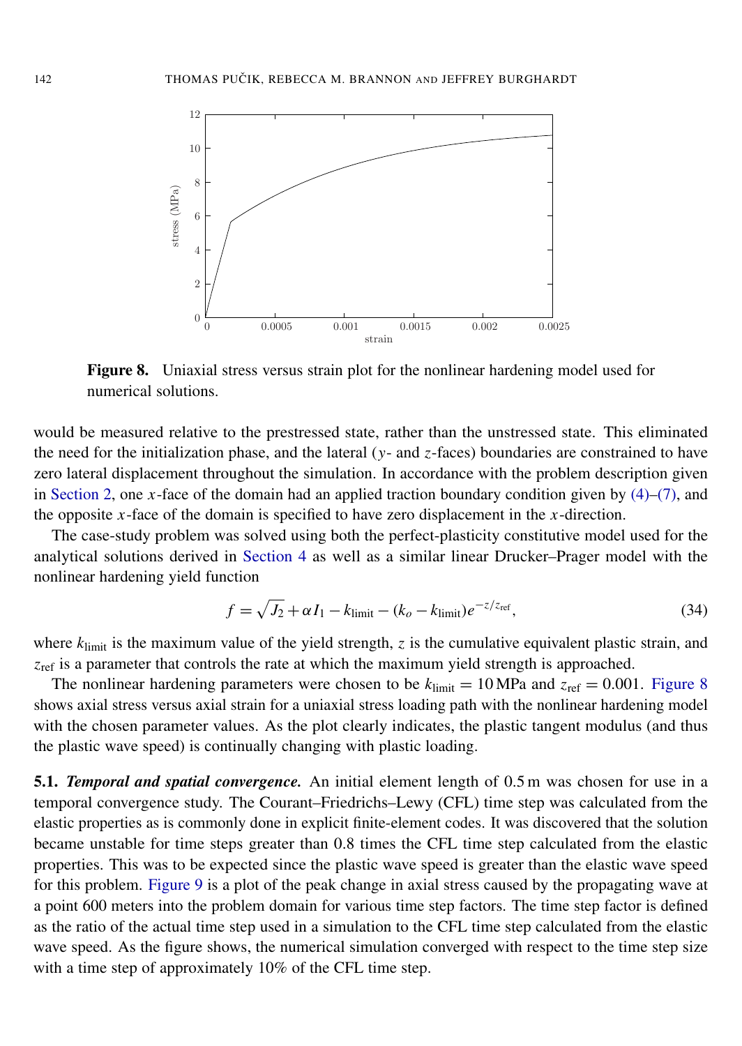**Figure 8.** Uniaxial stress versus strain plot for the nonlinear hardening model used for numerical solutions.

would be measured relative to the prestressed state, rather than the unstressed state. This eliminated the need for the initialization phase, and the lateral ($y$- and $z$-faces) boundaries are constrained to have zero lateral displacement throughout the simulation. In accordance with the problem description given in Section 2, one $x$-face of the domain had an applied traction boundary condition given by (4)–(7), and the opposite $x$-face of the domain is specified to have zero displacement in the $x$-direction.

The case-study problem was solved using both the perfect-plasticity constitutive model used for the analytical solutions derived in Section 4 as well as a similar linear Drucker–Prager model with the nonlinear hardening yield function

$$f = \sqrt{J_2} + \alpha I_1 - k_{\text{limit}} - (k_o - k_{\text{limit}})e^{-z/z_{\text{ref}}}, \tag{34}$$

where $k_{\text{limit}}$ is the maximum value of the yield strength, $z$ is the cumulative equivalent plastic strain, and $z_{\text{ref}}$ is a parameter that controls the rate at which the maximum yield strength is approached.

The nonlinear hardening parameters were chosen to be $k_{\text{limit}} = 10\,\text{MPa}$ and $z_{\text{ref}} = 0.001$. Figure 8 shows axial stress versus axial strain for a uniaxial stress loading path with the nonlinear hardening model with the chosen parameter values. As the plot clearly indicates, the plastic tangent modulus (and thus the plastic wave speed) is continually changing with plastic loading.

**5.1.** ***Temporal and spatial convergence.*** An initial element length of 0.5 m was chosen for use in a temporal convergence study. The Courant–Friedrichs–Lewy (CFL) time step was calculated from the elastic properties as is commonly done in explicit finite-element codes. It was discovered that the solution became unstable for time steps greater than 0.8 times the CFL time step calculated from the elastic properties. This was to be expected since the plastic wave speed is greater than the elastic wave speed for this problem. Figure 9 is a plot of the peak change in axial stress caused by the propagating wave at a point 600 meters into the problem domain for various time step factors. The time step factor is defined as the ratio of the actual time step used in a simulation to the CFL time step calculated from the elastic wave speed. As the figure shows, the numerical simulation converged with respect to the time step size with a time step of approximately 10% of the CFL time step.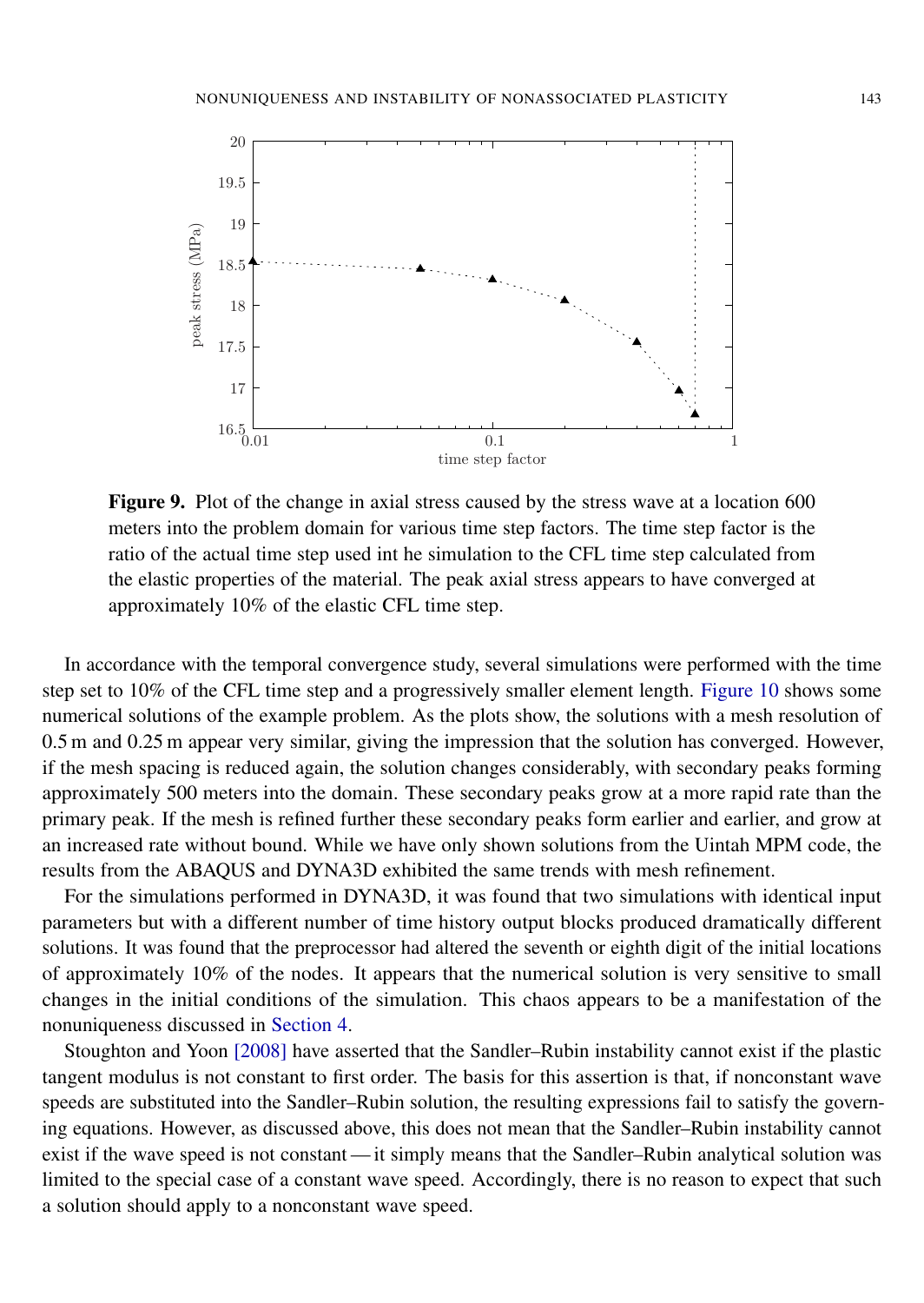**Figure 9.** Plot of the change in axial stress caused by the stress wave at a location 600 meters into the problem domain for various time step factors. The time step factor is the ratio of the actual time step used int he simulation to the CFL time step calculated from the elastic properties of the material. The peak axial stress appears to have converged at approximately 10% of the elastic CFL time step.

In accordance with the temporal convergence study, several simulations were performed with the time step set to 10% of the CFL time step and a progressively smaller element length. Figure 10 shows some numerical solutions of the example problem. As the plots show, the solutions with a mesh resolution of 0.5 m and 0.25 m appear very similar, giving the impression that the solution has converged. However, if the mesh spacing is reduced again, the solution changes considerably, with secondary peaks forming approximately 500 meters into the domain. These secondary peaks grow at a more rapid rate than the primary peak. If the mesh is refined further these secondary peaks form earlier and earlier, and grow at an increased rate without bound. While we have only shown solutions from the Uintah MPM code, the results from the ABAQUS and DYNA3D exhibited the same trends with mesh refinement.

For the simulations performed in DYNA3D, it was found that two simulations with identical input parameters but with a different number of time history output blocks produced dramatically different solutions. It was found that the preprocessor had altered the seventh or eighth digit of the initial locations of approximately 10% of the nodes. It appears that the numerical solution is very sensitive to small changes in the initial conditions of the simulation. This chaos appears to be a manifestation of the nonuniqueness discussed in Section 4.

Stoughton and Yoon [2008] have asserted that the Sandler–Rubin instability cannot exist if the plastic tangent modulus is not constant to first order. The basis for this assertion is that, if nonconstant wave speeds are substituted into the Sandler–Rubin solution, the resulting expressions fail to satisfy the governing equations. However, as discussed above, this does not mean that the Sandler–Rubin instability cannot exist if the wave speed is not constant — it simply means that the Sandler–Rubin analytical solution was limited to the special case of a constant wave speed. Accordingly, there is no reason to expect that such a solution should apply to a nonconstant wave speed.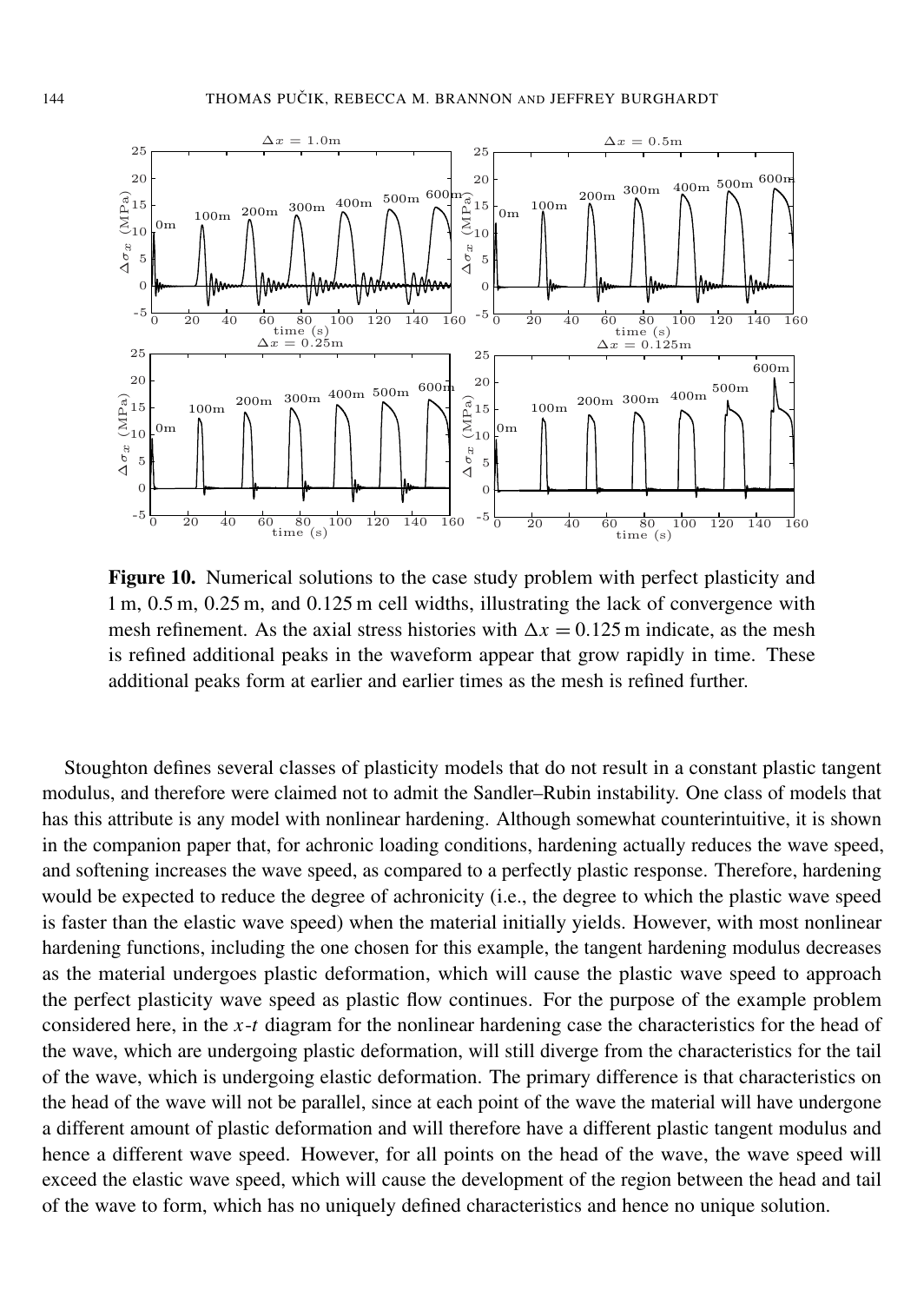**Figure 10.** Numerical solutions to the case study problem with perfect plasticity and 1 m, 0.5 m, 0.25 m, and 0.125 m cell widths, illustrating the lack of convergence with mesh refinement. As the axial stress histories with $\Delta x = 0.125$ m indicate, as the mesh is refined additional peaks in the waveform appear that grow rapidly in time. These additional peaks form at earlier and earlier times as the mesh is refined further.

Stoughton defines several classes of plasticity models that do not result in a constant plastic tangent modulus, and therefore were claimed not to admit the Sandler–Rubin instability. One class of models that has this attribute is any model with nonlinear hardening. Although somewhat counterintuitive, it is shown in the companion paper that, for achronic loading conditions, hardening actually reduces the wave speed, and softening increases the wave speed, as compared to a perfectly plastic response. Therefore, hardening would be expected to reduce the degree of achronicity (i.e., the degree to which the plastic wave speed is faster than the elastic wave speed) when the material initially yields. However, with most nonlinear hardening functions, including the one chosen for this example, the tangent hardening modulus decreases as the material undergoes plastic deformation, which will cause the plastic wave speed to approach the perfect plasticity wave speed as plastic flow continues. For the purpose of the example problem considered here, in the $x$-$t$ diagram for the nonlinear hardening case the characteristics for the head of the wave, which are undergoing plastic deformation, will still diverge from the characteristics for the tail of the wave, which is undergoing elastic deformation. The primary difference is that characteristics on the head of the wave will not be parallel, since at each point of the wave the material will have undergone a different amount of plastic deformation and will therefore have a different plastic tangent modulus and hence a different wave speed. However, for all points on the head of the wave, the wave speed will exceed the elastic wave speed, which will cause the development of the region between the head and tail of the wave to form, which has no uniquely defined characteristics and hence no unique solution.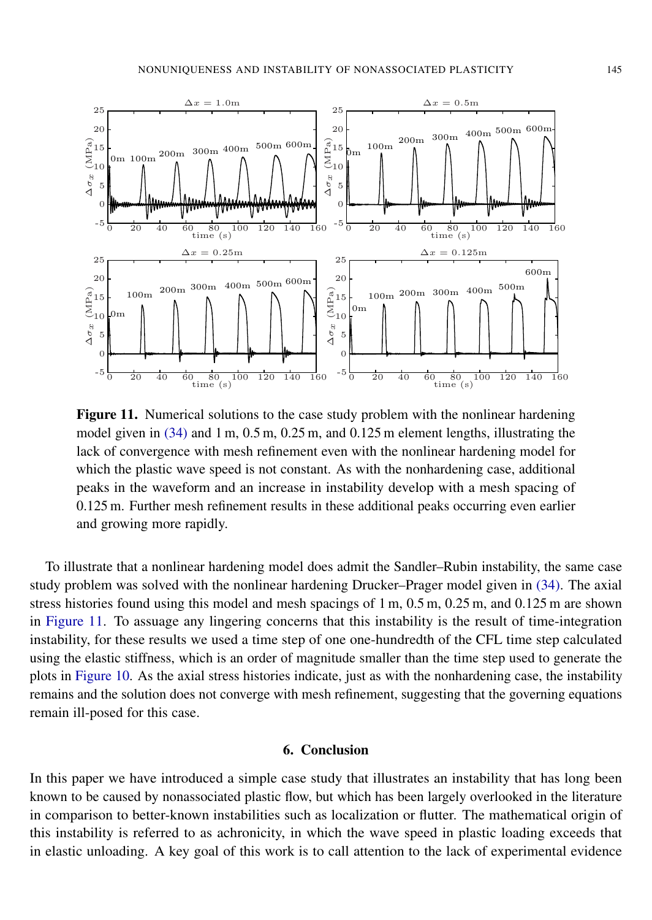**Figure 11.** Numerical solutions to the case study problem with the nonlinear hardening model given in (34) and 1 m, 0.5 m, 0.25 m, and 0.125 m element lengths, illustrating the lack of convergence with mesh refinement even with the nonlinear hardening model for which the plastic wave speed is not constant. As with the nonhardening case, additional peaks in the waveform and an increase in instability develop with a mesh spacing of 0.125 m. Further mesh refinement results in these additional peaks occurring even earlier and growing more rapidly.

To illustrate that a nonlinear hardening model does admit the Sandler–Rubin instability, the same case study problem was solved with the nonlinear hardening Drucker–Prager model given in (34). The axial stress histories found using this model and mesh spacings of 1 m, 0.5 m, 0.25 m, and 0.125 m are shown in Figure 11. To assuage any lingering concerns that this instability is the result of time-integration instability, for these results we used a time step of one one-hundredth of the CFL time step calculated using the elastic stiffness, which is an order of magnitude smaller than the time step used to generate the plots in Figure 10. As the axial stress histories indicate, just as with the nonhardening case, the instability remains and the solution does not converge with mesh refinement, suggesting that the governing equations remain ill-posed for this case.

## 6. Conclusion

In this paper we have introduced a simple case study that illustrates an instability that has long been known to be caused by nonassociated plastic flow, but which has been largely overlooked in the literature in comparison to better-known instabilities such as localization or flutter. The mathematical origin of this instability is referred to as achronicity, in which the wave speed in plastic loading exceeds that in elastic unloading. A key goal of this work is to call attention to the lack of experimental evidence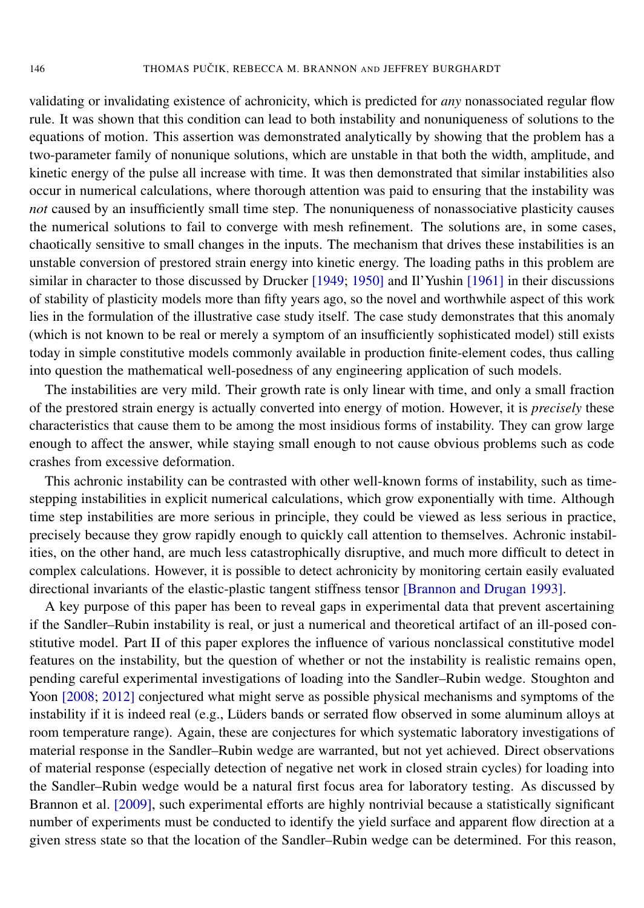validating or invalidating existence of achronicity, which is predicted for *any* nonassociated regular flow rule. It was shown that this condition can lead to both instability and nonuniqueness of solutions to the equations of motion. This assertion was demonstrated analytically by showing that the problem has a two-parameter family of nonunique solutions, which are unstable in that both the width, amplitude, and kinetic energy of the pulse all increase with time. It was then demonstrated that similar instabilities also occur in numerical calculations, where thorough attention was paid to ensuring that the instability was *not* caused by an insufficiently small time step. The nonuniqueness of nonassociative plasticity causes the numerical solutions to fail to converge with mesh refinement. The solutions are, in some cases, chaotically sensitive to small changes in the inputs. The mechanism that drives these instabilities is an unstable conversion of prestored strain energy into kinetic energy. The loading paths in this problem are similar in character to those discussed by Drucker [1949; 1950] and Il'Yushin [1961] in their discussions of stability of plasticity models more than fifty years ago, so the novel and worthwhile aspect of this work lies in the formulation of the illustrative case study itself. The case study demonstrates that this anomaly (which is not known to be real or merely a symptom of an insufficiently sophisticated model) still exists today in simple constitutive models commonly available in production finite-element codes, thus calling into question the mathematical well-posedness of any engineering application of such models.

The instabilities are very mild. Their growth rate is only linear with time, and only a small fraction of the prestored strain energy is actually converted into energy of motion. However, it is *precisely* these characteristics that cause them to be among the most insidious forms of instability. They can grow large enough to affect the answer, while staying small enough to not cause obvious problems such as code crashes from excessive deformation.

This achronic instability can be contrasted with other well-known forms of instability, such as time-stepping instabilities in explicit numerical calculations, which grow exponentially with time. Although time step instabilities are more serious in principle, they could be viewed as less serious in practice, precisely because they grow rapidly enough to quickly call attention to themselves. Achronic instabilities, on the other hand, are much less catastrophically disruptive, and much more difficult to detect in complex calculations. However, it is possible to detect achronicity by monitoring certain easily evaluated directional invariants of the elastic-plastic tangent stiffness tensor [Brannon and Drugan 1993].

A key purpose of this paper has been to reveal gaps in experimental data that prevent ascertaining if the Sandler–Rubin instability is real, or just a numerical and theoretical artifact of an ill-posed constitutive model. Part II of this paper explores the influence of various nonclassical constitutive model features on the instability, but the question of whether or not the instability is realistic remains open, pending careful experimental investigations of loading into the Sandler–Rubin wedge. Stoughton and Yoon [2008; 2012] conjectured what might serve as possible physical mechanisms and symptoms of the instability if it is indeed real (e.g., Lüders bands or serrated flow observed in some aluminum alloys at room temperature range). Again, these are conjectures for which systematic laboratory investigations of material response in the Sandler–Rubin wedge are warranted, but not yet achieved. Direct observations of material response (especially detection of negative net work in closed strain cycles) for loading into the Sandler–Rubin wedge would be a natural first focus area for laboratory testing. As discussed by Brannon et al. [2009], such experimental efforts are highly nontrivial because a statistically significant number of experiments must be conducted to identify the yield surface and apparent flow direction at a given stress state so that the location of the Sandler–Rubin wedge can be determined. For this reason,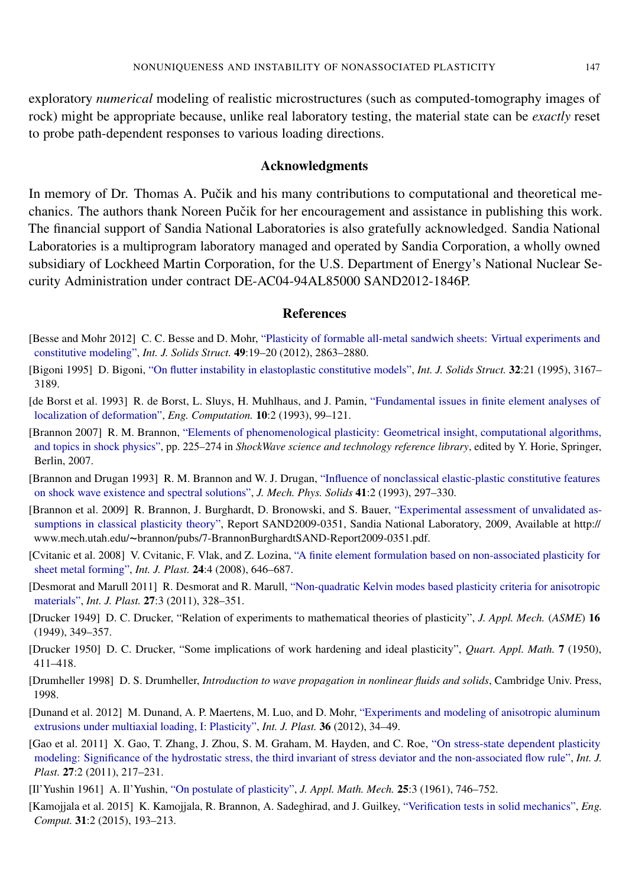exploratory *numerical* modeling of realistic microstructures (such as computed-tomography images of rock) might be appropriate because, unlike real laboratory testing, the material state can be *exactly* reset to probe path-dependent responses to various loading directions.

## Acknowledgments

In memory of Dr. Thomas A. Pučik and his many contributions to computational and theoretical mechanics. The authors thank Noreen Pučik for her encouragement and assistance in publishing this work. The financial support of Sandia National Laboratories is also gratefully acknowledged. Sandia National Laboratories is a multiprogram laboratory managed and operated by Sandia Corporation, a wholly owned subsidiary of Lockheed Martin Corporation, for the U.S. Department of Energy's National Nuclear Security Administration under contract DE-AC04-94AL85000 SAND2012-1846P.

## References

[Besse and Mohr 2012] C. C. Besse and D. Mohr, "Plasticity of formable all-metal sandwich sheets: Virtual experiments and constitutive modeling", *Int. J. Solids Struct.* **49**:19–20 (2012), 2863–2880.

[Bigoni 1995] D. Bigoni, "On flutter instability in elastoplastic constitutive models", *Int. J. Solids Struct.* **32**:21 (1995), 3167–3189.

[de Borst et al. 1993] R. de Borst, L. Sluys, H. Muhlhaus, and J. Pamin, "Fundamental issues in finite element analyses of localization of deformation", *Eng. Computation.* **10**:2 (1993), 99–121.

[Brannon 2007] R. M. Brannon, "Elements of phenomenological plasticity: Geometrical insight, computational algorithms, and topics in shock physics", pp. 225–274 in *ShockWave science and technology reference library*, edited by Y. Horie, Springer, Berlin, 2007.

[Brannon and Drugan 1993] R. M. Brannon and W. J. Drugan, "Influence of nonclassical elastic-plastic constitutive features on shock wave existence and spectral solutions", *J. Mech. Phys. Solids* **41**:2 (1993), 297–330.

[Brannon et al. 2009] R. Brannon, J. Burghardt, D. Bronowski, and S. Bauer, "Experimental assessment of unvalidated assumptions in classical plasticity theory", Report SAND2009-0351, Sandia National Laboratory, 2009, Available at http://www.mech.utah.edu/~brannon/pubs/7-BrannonBurghardtSAND-Report2009-0351.pdf.

[Cvitanic et al. 2008] V. Cvitanic, F. Vlak, and Z. Lozina, "A finite element formulation based on non-associated plasticity for sheet metal forming", *Int. J. Plast.* **24**:4 (2008), 646–687.

[Desmorat and Marull 2011] R. Desmorat and R. Marull, "Non-quadratic Kelvin modes based plasticity criteria for anisotropic materials", *Int. J. Plast.* **27**:3 (2011), 328–351.

[Drucker 1949] D. C. Drucker, "Relation of experiments to mathematical theories of plasticity", *J. Appl. Mech.* (*ASME*) **16** (1949), 349–357.

[Drucker 1950] D. C. Drucker, "Some implications of work hardening and ideal plasticity", *Quart. Appl. Math.* **7** (1950), 411–418.

[Drumheller 1998] D. S. Drumheller, *Introduction to wave propagation in nonlinear fluids and solids*, Cambridge Univ. Press, 1998.

[Dunand et al. 2012] M. Dunand, A. P. Maertens, M. Luo, and D. Mohr, "Experiments and modeling of anisotropic aluminum extrusions under multiaxial loading, I: Plasticity", *Int. J. Plast.* **36** (2012), 34–49.

[Gao et al. 2011] X. Gao, T. Zhang, J. Zhou, S. M. Graham, M. Hayden, and C. Roe, "On stress-state dependent plasticity modeling: Significance of the hydrostatic stress, the third invariant of stress deviator and the non-associated flow rule", *Int. J. Plast.* **27**:2 (2011), 217–231.

[Il'Yushin 1961] A. Il'Yushin, "On postulate of plasticity", *J. Appl. Math. Mech.* **25**:3 (1961), 746–752.

[Kamojjala et al. 2015] K. Kamojjala, R. Brannon, A. Sadeghirad, and J. Guilkey, "Verification tests in solid mechanics", *Eng. Comput.* **31**:2 (2015), 193–213.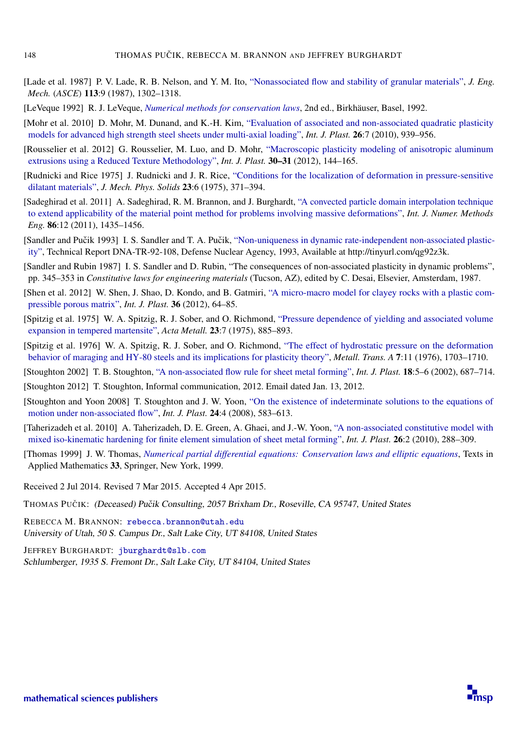[Lade et al. 1987] P. V. Lade, R. B. Nelson, and Y. M. Ito, "Nonassociated flow and stability of granular materials", *J. Eng. Mech.* (*ASCE*) **113**:9 (1987), 1302–1318.

[LeVeque 1992] R. J. LeVeque, *Numerical methods for conservation laws*, 2nd ed., Birkhäuser, Basel, 1992.

[Mohr et al. 2010] D. Mohr, M. Dunand, and K.-H. Kim, "Evaluation of associated and non-associated quadratic plasticity models for advanced high strength steel sheets under multi-axial loading", *Int. J. Plast.* **26**:7 (2010), 939–956.

[Rousselier et al. 2012] G. Rousselier, M. Luo, and D. Mohr, "Macroscopic plasticity modeling of anisotropic aluminum extrusions using a Reduced Texture Methodology", *Int. J. Plast.* **30–31** (2012), 144–165.

[Rudnicki and Rice 1975] J. Rudnicki and J. R. Rice, "Conditions for the localization of deformation in pressure-sensitive dilatant materials", *J. Mech. Phys. Solids* **23**:6 (1975), 371–394.

[Sadeghirad et al. 2011] A. Sadeghirad, R. M. Brannon, and J. Burghardt, "A convected particle domain interpolation technique to extend applicability of the material point method for problems involving massive deformations", *Int. J. Numer. Methods Eng.* **86**:12 (2011), 1435–1456.

[Sandler and Pučik 1993] I. S. Sandler and T. A. Pučik, "Non-uniqueness in dynamic rate-independent non-associated plasticity", Technical Report DNA-TR-92-108, Defense Nuclear Agency, 1993, Available at http://tinyurl.com/qg92z3k.

[Sandler and Rubin 1987] I. S. Sandler and D. Rubin, "The consequences of non-associated plasticity in dynamic problems", pp. 345–353 in *Constitutive laws for engineering materials* (Tucson, AZ), edited by C. Desai, Elsevier, Amsterdam, 1987.

[Shen et al. 2012] W. Shen, J. Shao, D. Kondo, and B. Gatmiri, "A micro-macro model for clayey rocks with a plastic compressible porous matrix", *Int. J. Plast.* **36** (2012), 64–85.

[Spitzig et al. 1975] W. A. Spitzig, R. J. Sober, and O. Richmond, "Pressure dependence of yielding and associated volume expansion in tempered martensite", *Acta Metall.* **23**:7 (1975), 885–893.

[Spitzig et al. 1976] W. A. Spitzig, R. J. Sober, and O. Richmond, "The effect of hydrostatic pressure on the deformation behavior of maraging and HY-80 steels and its implications for plasticity theory", *Metall. Trans. A* **7**:11 (1976), 1703–1710.

[Stoughton 2002] T. B. Stoughton, "A non-associated flow rule for sheet metal forming", *Int. J. Plast.* **18**:5–6 (2002), 687–714.

[Stoughton 2012] T. Stoughton, Informal communication, 2012. Email dated Jan. 13, 2012.

[Stoughton and Yoon 2008] T. Stoughton and J. W. Yoon, "On the existence of indeterminate solutions to the equations of motion under non-associated flow", *Int. J. Plast.* **24**:4 (2008), 583–613.

[Taherizadeh et al. 2010] A. Taherizadeh, D. E. Green, A. Ghaei, and J.-W. Yoon, "A non-associated constitutive model with mixed iso-kinematic hardening for finite element simulation of sheet metal forming", *Int. J. Plast.* **26**:2 (2010), 288–309.

[Thomas 1999] J. W. Thomas, *Numerical partial differential equations: Conservation laws and elliptic equations*, Texts in Applied Mathematics **33**, Springer, New York, 1999.

Received 2 Jul 2014. Revised 7 Mar 2015. Accepted 4 Apr 2015.

THOMAS PUČIK: *(Deceased) Pučik Consulting, 2057 Brixham Dr., Roseville, CA 95747, United States*

REBECCA M. BRANNON: rebecca.brannon@utah.edu
*University of Utah, 50 S. Campus Dr., Salt Lake City, UT 84108, United States*

JEFFREY BURGHARDT: jburghardt@slb.com
*Schlumberger, 1935 S. Fremont Dr., Salt Lake City, UT 84104, United States*

mathematical sciences publishers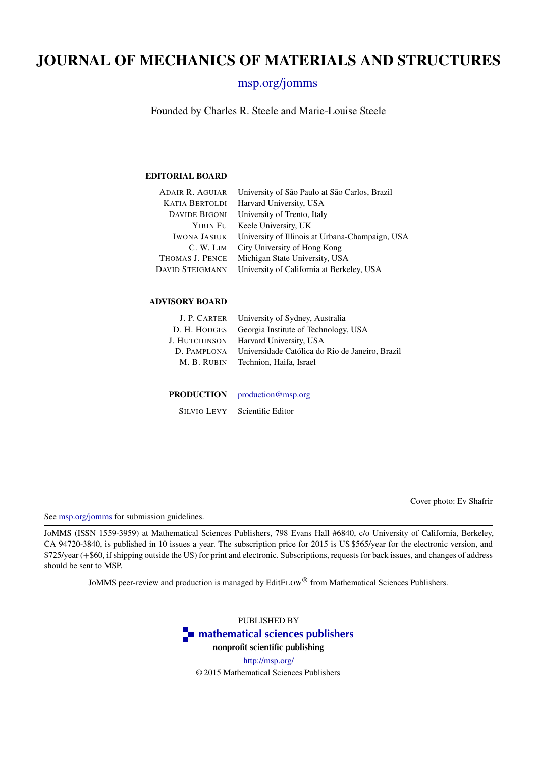# JOURNAL OF MECHANICS OF MATERIALS AND STRUCTURES

msp.org/jomms

Founded by Charles R. Steele and Marie-Louise Steele

## EDITORIAL BOARD

| | |
|---|---|
| Adair R. Aguiar | University of São Paulo at São Carlos, Brazil |
| Katia Bertoldi | Harvard University, USA |
| Davide Bigoni | University of Trento, Italy |
| Yibin Fu | Keele University, UK |
| Iwona Jasiuk | University of Illinois at Urbana-Champaign, USA |
| C. W. Lim | City University of Hong Kong |
| Thomas J. Pence | Michigan State University, USA |
| David Steigmann | University of California at Berkeley, USA |

## ADVISORY BOARD

| | |
|---|---|
| J. P. Carter | University of Sydney, Australia |
| D. H. Hodges | Georgia Institute of Technology, USA |
| J. Hutchinson | Harvard University, USA |
| D. Pamplona | Universidade Católica do Rio de Janeiro, Brazil |
| M. B. Rubin | Technion, Haifa, Israel |

**PRODUCTION** production@msp.org

Silvio Levy — Scientific Editor

Cover photo: Ev Shafrir

See msp.org/jomms for submission guidelines.

JoMMS (ISSN 1559-3959) at Mathematical Sciences Publishers, 798 Evans Hall #6840, c/o University of California, Berkeley, CA 94720-3840, is published in 10 issues a year. The subscription price for 2015 is US $565/year for the electronic version, and $725/year (+$60, if shipping outside the US) for print and electronic. Subscriptions, requests for back issues, and changes of address should be sent to MSP.

JoMMS peer-review and production is managed by EditFlow® from Mathematical Sciences Publishers.

PUBLISHED BY

**mathematical sciences publishers**

**nonprofit scientific publishing**

http://msp.org/

© 2015 Mathematical Sciences Publishers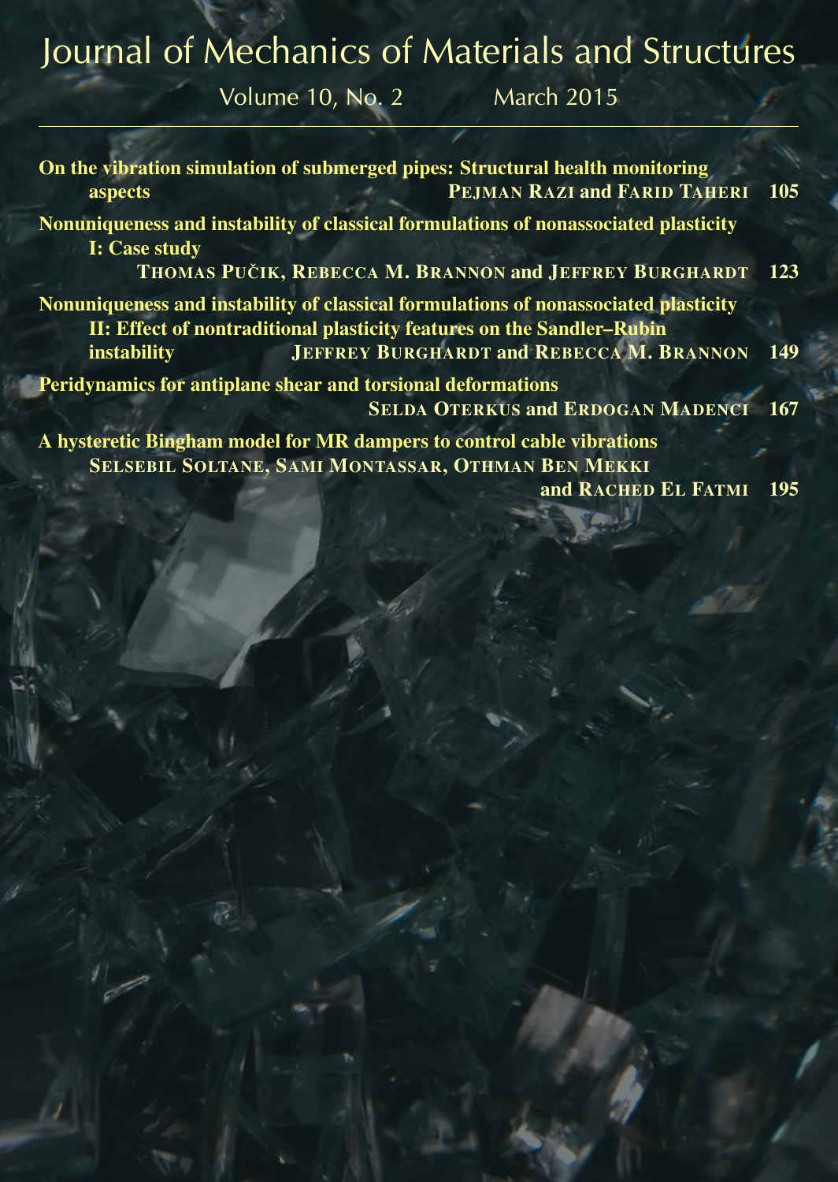# Journal of Mechanics of Materials and Structures

Volume 10, No. 2 March 2015

**On the vibration simulation of submerged pipes: Structural health monitoring aspects** PEJMAN RAZI and FARID TAHERI 105

**Nonuniqueness and instability of classical formulations of nonassociated plasticity I: Case study** THOMAS PUČIK, REBECCA M. BRANNON and JEFFREY BURGHARDT 123

**Nonuniqueness and instability of classical formulations of nonassociated plasticity II: Effect of nontraditional plasticity features on the Sandler–Rubin instability** JEFFREY BURGHARDT and REBECCA M. BRANNON 149

**Peridynamics for antiplane shear and torsional deformations** SELDA OTERKUS and ERDOGAN MADENCI 167

**A hysteretic Bingham model for MR dampers to control cable vibrations** SELSEBIL SOLTANE, SAMI MONTASSAR, OTHMAN BEN MEKKI and RACHED EL FATMI 195